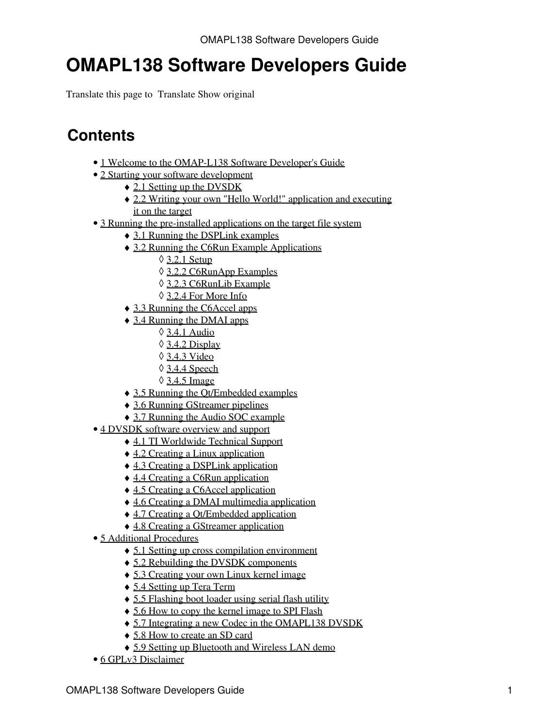# OMAPL138 Software Developers Guide

Translate this page to Translate Show original

## Contents

- 1 Welcome to the OMAP-L138 Software Developer's Guide
- 2 Starting your software development
    - 2.1 Setting up the DVSDK
    - 2.2 Writing your own "Hello World!" application and executing it on the target
- 3 Running the pre-installed applications on the target file system
    - 3.1 Running the DSPLink examples
    - 3.2 Running the C6Run Example Applications
        - 3.2.1 Setup
        - 3.2.2 C6RunApp Examples
        - 3.2.3 C6RunLib Example
        - 3.2.4 For More Info
    - 3.3 Running the C6Accel apps
    - 3.4 Running the DMAI apps
        - 3.4.1 Audio
        - 3.4.2 Display
        - 3.4.3 Video
        - 3.4.4 Speech
        - 3.4.5 Image
    - 3.5 Running the Qt/Embedded examples
    - 3.6 Running GStreamer pipelines
    - 3.7 Running the Audio SOC example
- 4 DVSDK software overview and support
    - 4.1 TI Worldwide Technical Support
    - 4.2 Creating a Linux application
    - 4.3 Creating a DSPLink application
    - 4.4 Creating a C6Run application
    - 4.5 Creating a C6Accel application
    - 4.6 Creating a DMAI multimedia application
    - 4.7 Creating a Qt/Embedded application
    - 4.8 Creating a GStreamer application
- 5 Additional Procedures
    - 5.1 Setting up cross compilation environment
    - 5.2 Rebuilding the DVSDK components
    - 5.3 Creating your own Linux kernel image
    - 5.4 Setting up Tera Term
    - 5.5 Flashing boot loader using serial flash utility
    - 5.6 How to copy the kernel image to SPI Flash
    - 5.7 Integrating a new Codec in the OMAPL138 DVSDK
    - 5.8 How to create an SD card
    - 5.9 Setting up Bluetooth and Wireless LAN demo
- 6 GPLv3 Disclaimer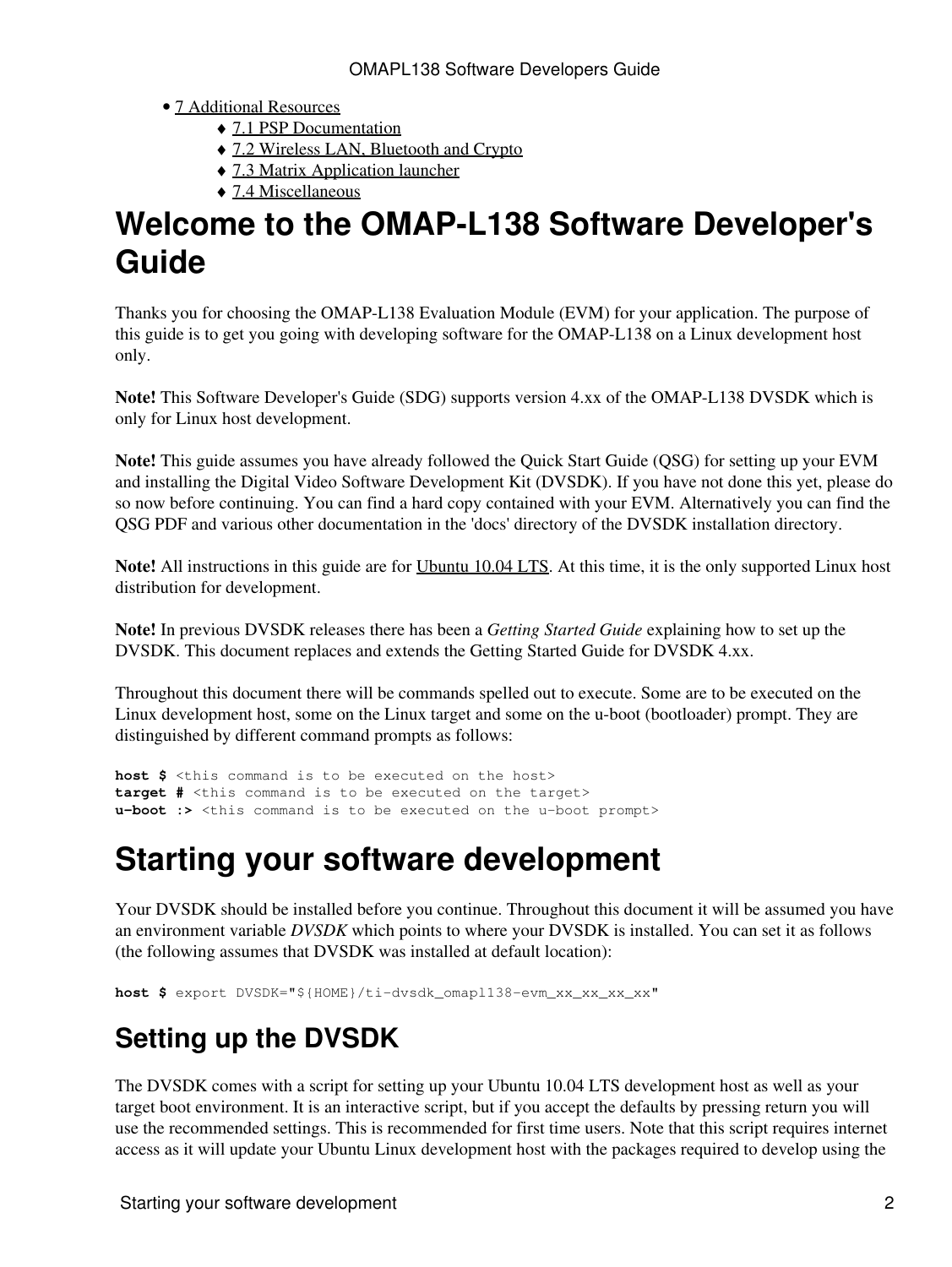- 7 Additional Resources
  - 7.1 PSP Documentation
  - 7.2 Wireless LAN, Bluetooth and Crypto
  - 7.3 Matrix Application launcher
  - 7.4 Miscellaneous

# Welcome to the OMAP-L138 Software Developer's Guide

Thanks you for choosing the OMAP-L138 Evaluation Module (EVM) for your application. The purpose of this guide is to get you going with developing software for the OMAP-L138 on a Linux development host only.

**Note!** This Software Developer's Guide (SDG) supports version 4.xx of the OMAP-L138 DVSDK which is only for Linux host development.

**Note!** This guide assumes you have already followed the Quick Start Guide (QSG) for setting up your EVM and installing the Digital Video Software Development Kit (DVSDK). If you have not done this yet, please do so now before continuing. You can find a hard copy contained with your EVM. Alternatively you can find the QSG PDF and various other documentation in the 'docs' directory of the DVSDK installation directory.

**Note!** All instructions in this guide are for Ubuntu 10.04 LTS. At this time, it is the only supported Linux host distribution for development.

**Note!** In previous DVSDK releases there has been a *Getting Started Guide* explaining how to set up the DVSDK. This document replaces and extends the Getting Started Guide for DVSDK 4.xx.

Throughout this document there will be commands spelled out to execute. Some are to be executed on the Linux development host, some on the Linux target and some on the u-boot (bootloader) prompt. They are distinguished by different command prompts as follows:

```
host $ <this command is to be executed on the host>
target # <this command is to be executed on the target>
u-boot :> <this command is to be executed on the u-boot prompt>
```

# Starting your software development

Your DVSDK should be installed before you continue. Throughout this document it will be assumed you have an environment variable *DVSDK* which points to where your DVSDK is installed. You can set it as follows (the following assumes that DVSDK was installed at default location):

```
host $ export DVSDK="${HOME}/ti-dvsdk_omapl138-evm_xx_xx_xx_xx"
```

## Setting up the DVSDK

The DVSDK comes with a script for setting up your Ubuntu 10.04 LTS development host as well as your target boot environment. It is an interactive script, but if you accept the defaults by pressing return you will use the recommended settings. This is recommended for first time users. Note that this script requires internet access as it will update your Ubuntu Linux development host with the packages required to develop using the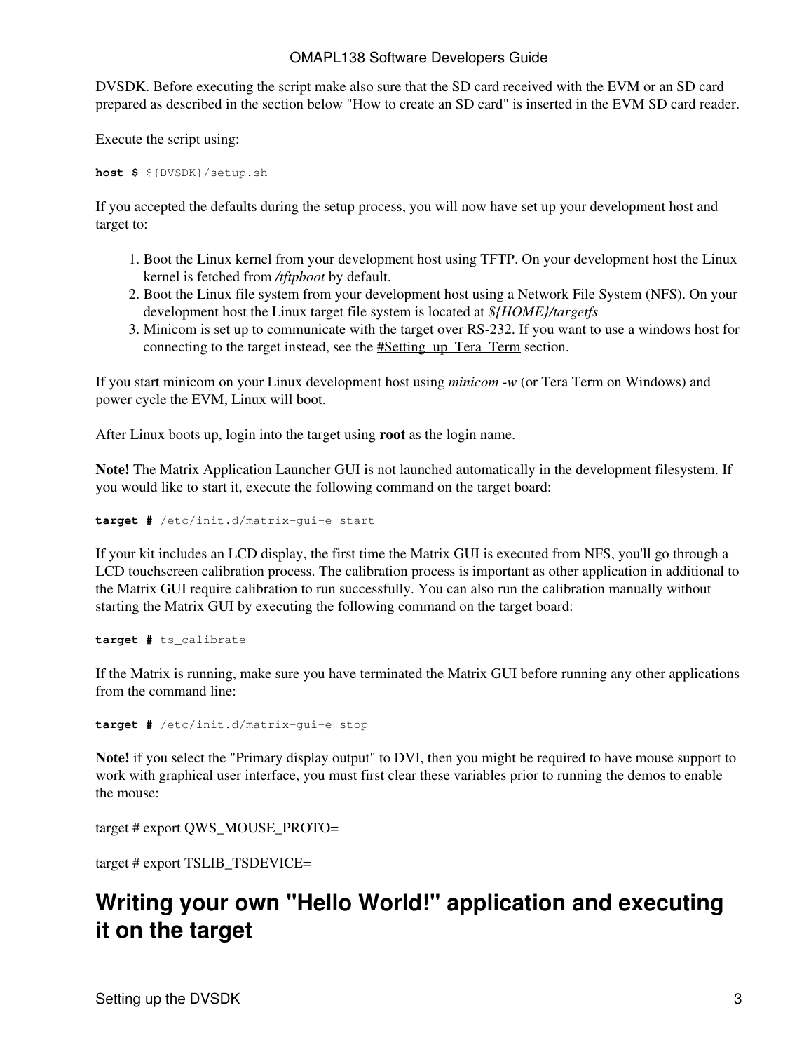DVSDK. Before executing the script make also sure that the SD card received with the EVM or an SD card prepared as described in the section below "How to create an SD card" is inserted in the EVM SD card reader.

Execute the script using:

```
host $ ${DVSDK}/setup.sh
```

If you accepted the defaults during the setup process, you will now have set up your development host and target to:

1. Boot the Linux kernel from your development host using TFTP. On your development host the Linux kernel is fetched from */tftpboot* by default.
2. Boot the Linux file system from your development host using a Network File System (NFS). On your development host the Linux target file system is located at *${HOME}/targetfs*
3. Minicom is set up to communicate with the target over RS-232. If you want to use a windows host for connecting to the target instead, see the #Setting_up_Tera_Term section.

If you start minicom on your Linux development host using *minicom -w* (or Tera Term on Windows) and power cycle the EVM, Linux will boot.

After Linux boots up, login into the target using **root** as the login name.

**Note!** The Matrix Application Launcher GUI is not launched automatically in the development filesystem. If you would like to start it, execute the following command on the target board:

```
target # /etc/init.d/matrix-gui-e start
```

If your kit includes an LCD display, the first time the Matrix GUI is executed from NFS, you'll go through a LCD touchscreen calibration process. The calibration process is important as other application in additional to the Matrix GUI require calibration to run successfully. You can also run the calibration manually without starting the Matrix GUI by executing the following command on the target board:

```
target # ts_calibrate
```

If the Matrix is running, make sure you have terminated the Matrix GUI before running any other applications from the command line:

```
target # /etc/init.d/matrix-gui-e stop
```

**Note!** if you select the "Primary display output" to DVI, then you might be required to have mouse support to work with graphical user interface, you must first clear these variables prior to running the demos to enable the mouse:

target # export QWS_MOUSE_PROTO=

target # export TSLIB_TSDEVICE=

## Writing your own "Hello World!" application and executing it on the target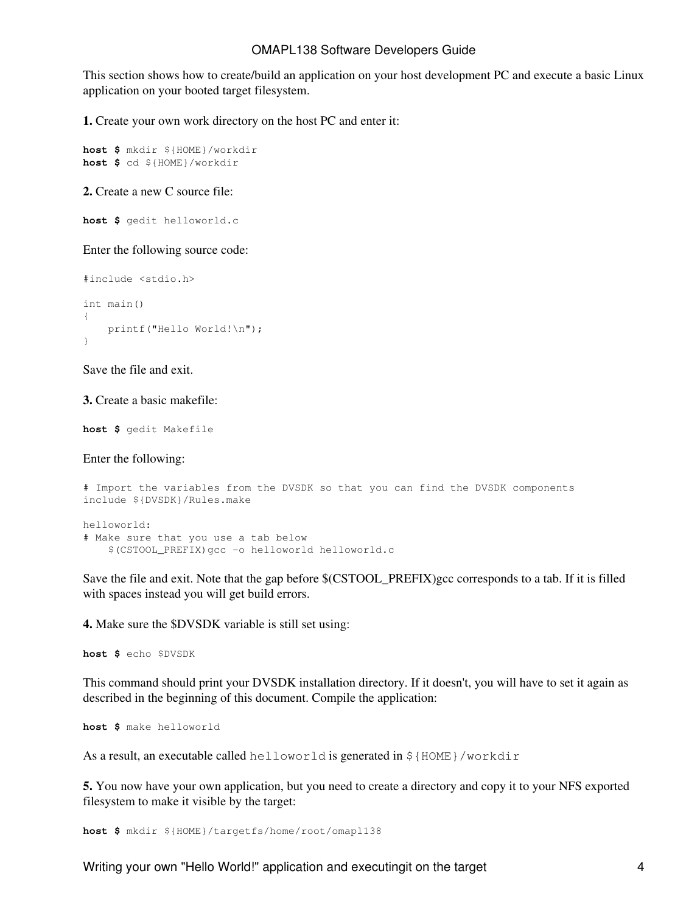This section shows how to create/build an application on your host development PC and execute a basic Linux application on your booted target filesystem.

**1.** Create your own work directory on the host PC and enter it:

```
host $ mkdir ${HOME}/workdir
host $ cd ${HOME}/workdir
```

**2.** Create a new C source file:

```
host $ gedit helloworld.c
```

Enter the following source code:

```
#include <stdio.h>

int main()
{
    printf("Hello World!\n");
}
```

Save the file and exit.

**3.** Create a basic makefile:

```
host $ gedit Makefile
```

Enter the following:

```
# Import the variables from the DVSDK so that you can find the DVSDK components
include ${DVSDK}/Rules.make

helloworld:
# Make sure that you use a tab below
	$(CSTOOL_PREFIX)gcc -o helloworld helloworld.c
```

Save the file and exit. Note that the gap before $(CSTOOL_PREFIX)gcc corresponds to a tab. If it is filled with spaces instead you will get build errors.

**4.** Make sure the $DVSDK variable is still set using:

```
host $ echo $DVSDK
```

This command should print your DVSDK installation directory. If it doesn't, you will have to set it again as described in the beginning of this document. Compile the application:

```
host $ make helloworld
```

As a result, an executable called `helloworld` is generated in `${HOME}/workdir`

**5.** You now have your own application, but you need to create a directory and copy it to your NFS exported filesystem to make it visible by the target:

```
host $ mkdir ${HOME}/targetfs/home/root/omapl138
```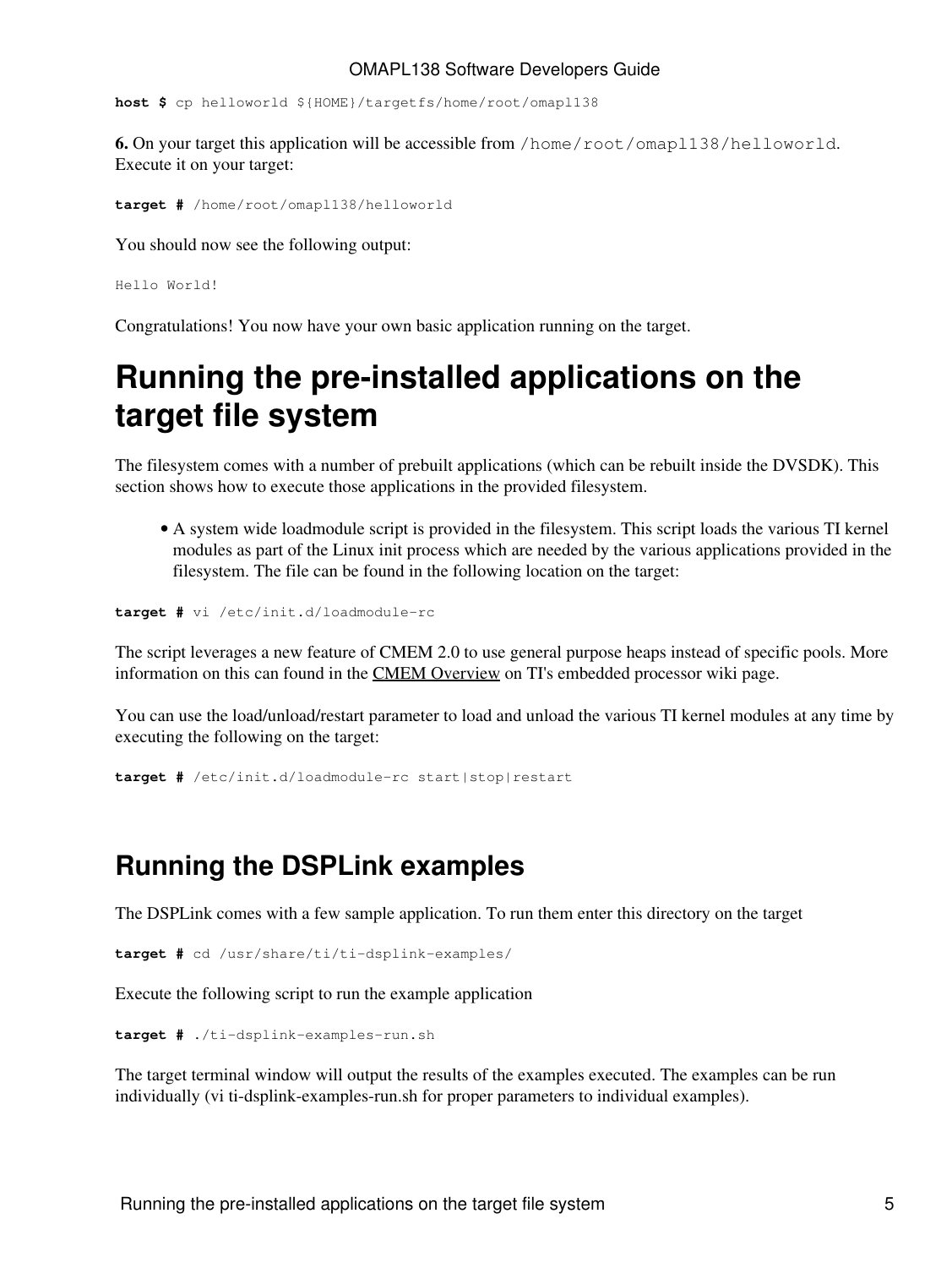```
host $ cp helloworld ${HOME}/targetfs/home/root/omapl138
```

**6.** On your target this application will be accessible from `/home/root/omapl138/helloworld`. Execute it on your target:

```
target # /home/root/omapl138/helloworld
```

You should now see the following output:

```
Hello World!
```

Congratulations! You now have your own basic application running on the target.

# Running the pre-installed applications on the target file system

The filesystem comes with a number of prebuilt applications (which can be rebuilt inside the DVSDK). This section shows how to execute those applications in the provided filesystem.

- A system wide loadmodule script is provided in the filesystem. This script loads the various TI kernel modules as part of the Linux init process which are needed by the various applications provided in the filesystem. The file can be found in the following location on the target:

```
target # vi /etc/init.d/loadmodule-rc
```

The script leverages a new feature of CMEM 2.0 to use general purpose heaps instead of specific pools. More information on this can found in the CMEM Overview on TI's embedded processor wiki page.

You can use the load/unload/restart parameter to load and unload the various TI kernel modules at any time by executing the following on the target:

```
target # /etc/init.d/loadmodule-rc start|stop|restart
```

## Running the DSPLink examples

The DSPLink comes with a few sample application. To run them enter this directory on the target

```
target # cd /usr/share/ti/ti-dsplink-examples/
```

Execute the following script to run the example application

```
target # ./ti-dsplink-examples-run.sh
```

The target terminal window will output the results of the examples executed. The examples can be run individually (vi ti-dsplink-examples-run.sh for proper parameters to individual examples).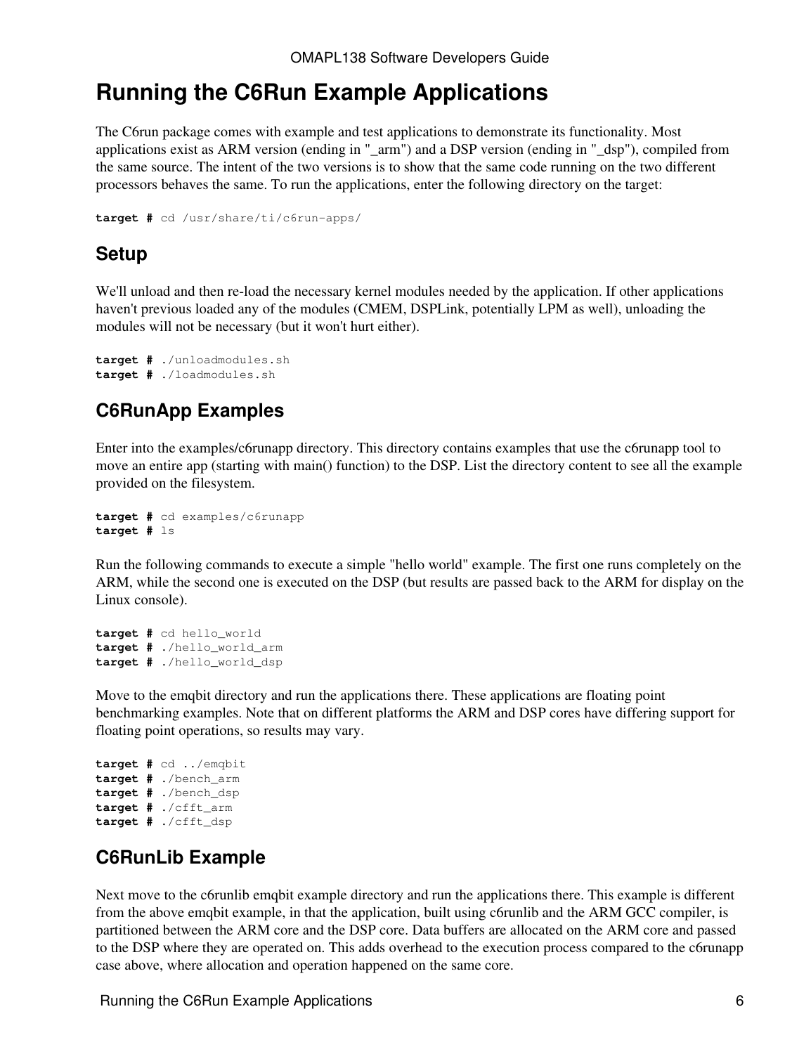# Running the C6Run Example Applications

The C6run package comes with example and test applications to demonstrate its functionality. Most applications exist as ARM version (ending in "_arm") and a DSP version (ending in "_dsp"), compiled from the same source. The intent of the two versions is to show that the same code running on the two different processors behaves the same. To run the applications, enter the following directory on the target:

```
target # cd /usr/share/ti/c6run-apps/
```

## Setup

We'll unload and then re-load the necessary kernel modules needed by the application. If other applications haven't previous loaded any of the modules (CMEM, DSPLink, potentially LPM as well), unloading the modules will not be necessary (but it won't hurt either).

```
target # ./unloadmodules.sh
target # ./loadmodules.sh
```

## C6RunApp Examples

Enter into the examples/c6runapp directory. This directory contains examples that use the c6runapp tool to move an entire app (starting with main() function) to the DSP. List the directory content to see all the example provided on the filesystem.

```
target # cd examples/c6runapp
target # ls
```

Run the following commands to execute a simple "hello world" example. The first one runs completely on the ARM, while the second one is executed on the DSP (but results are passed back to the ARM for display on the Linux console).

```
target # cd hello_world
target # ./hello_world_arm
target # ./hello_world_dsp
```

Move to the emqbit directory and run the applications there. These applications are floating point benchmarking examples. Note that on different platforms the ARM and DSP cores have differing support for floating point operations, so results may vary.

```
target # cd ../emqbit
target # ./bench_arm
target # ./bench_dsp
target # ./cfft_arm
target # ./cfft_dsp
```

## C6RunLib Example

Next move to the c6runlib emqbit example directory and run the applications there. This example is different from the above emqbit example, in that the application, built using c6runlib and the ARM GCC compiler, is partitioned between the ARM core and the DSP core. Data buffers are allocated on the ARM core and passed to the DSP where they are operated on. This adds overhead to the execution process compared to the c6runapp case above, where allocation and operation happened on the same core.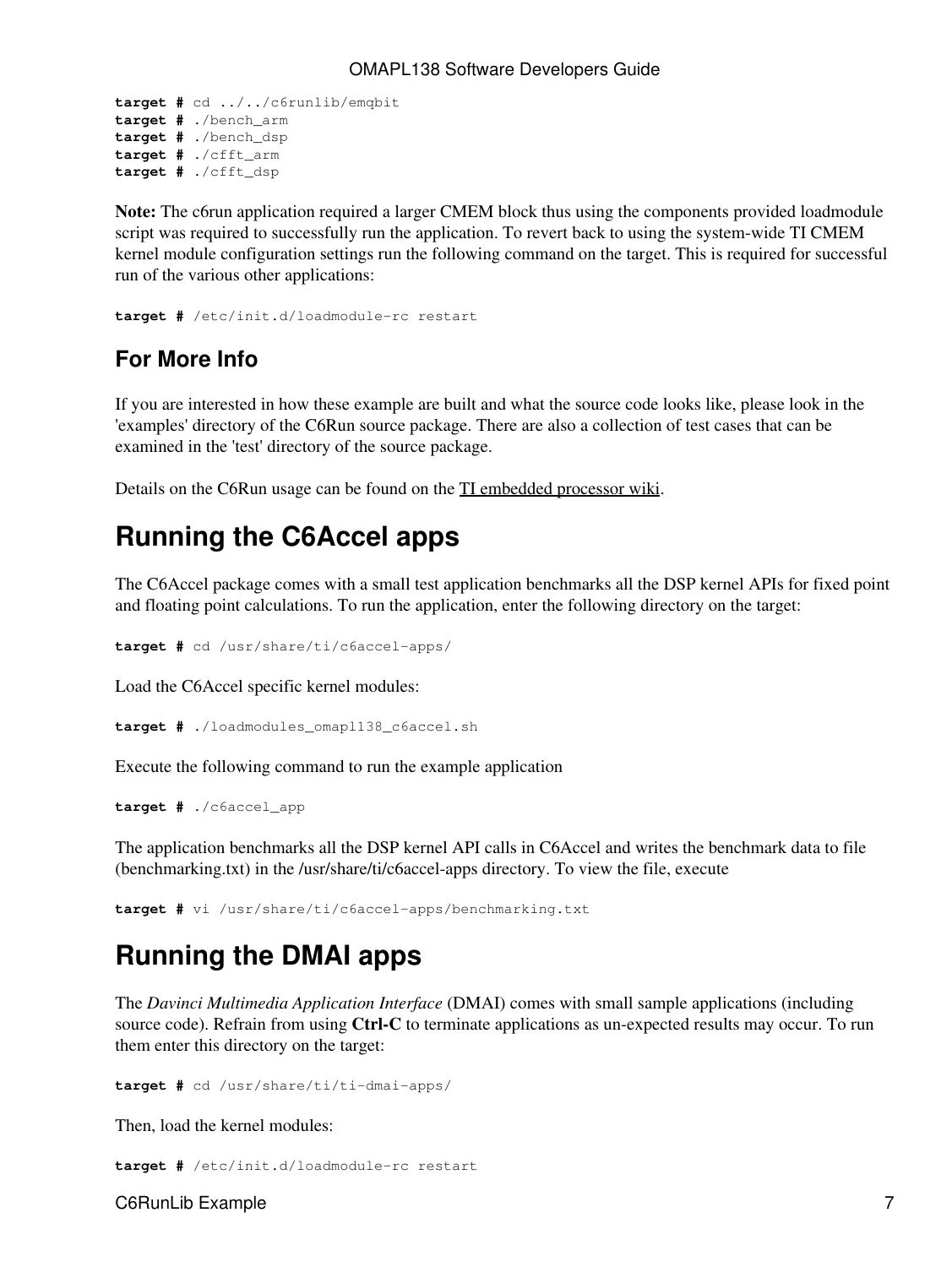```
target # cd ../../c6runlib/emqbit
target # ./bench_arm
target # ./bench_dsp
target # ./cfft_arm
target # ./cfft_dsp
```

**Note:** The c6run application required a larger CMEM block thus using the components provided loadmodule script was required to successfully run the application. To revert back to using the system-wide TI CMEM kernel module configuration settings run the following command on the target. This is required for successful run of the various other applications:

```
target # /etc/init.d/loadmodule-rc restart
```

### For More Info

If you are interested in how these example are built and what the source code looks like, please look in the 'examples' directory of the C6Run source package. There are also a collection of test cases that can be examined in the 'test' directory of the source package.

Details on the C6Run usage can be found on the TI embedded processor wiki.

## Running the C6Accel apps

The C6Accel package comes with a small test application benchmarks all the DSP kernel APIs for fixed point and floating point calculations. To run the application, enter the following directory on the target:

```
target # cd /usr/share/ti/c6accel-apps/
```

Load the C6Accel specific kernel modules:

```
target # ./loadmodules_omapl138_c6accel.sh
```

Execute the following command to run the example application

```
target # ./c6accel_app
```

The application benchmarks all the DSP kernel API calls in C6Accel and writes the benchmark data to file (benchmarking.txt) in the /usr/share/ti/c6accel-apps directory. To view the file, execute

```
target # vi /usr/share/ti/c6accel-apps/benchmarking.txt
```

## Running the DMAI apps

The *Davinci Multimedia Application Interface* (DMAI) comes with small sample applications (including source code). Refrain from using **Ctrl-C** to terminate applications as un-expected results may occur. To run them enter this directory on the target:

```
target # cd /usr/share/ti/ti-dmai-apps/
```

Then, load the kernel modules:

```
target # /etc/init.d/loadmodule-rc restart
```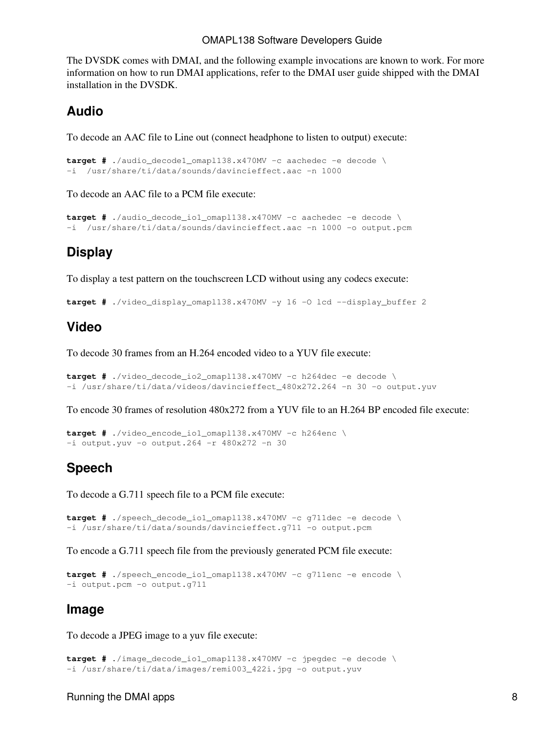The DVSDK comes with DMAI, and the following example invocations are known to work. For more information on how to run DMAI applications, refer to the DMAI user guide shipped with the DMAI installation in the DVSDK.

## Audio

To decode an AAC file to Line out (connect headphone to listen to output) execute:

```
target # ./audio_decode1_omapl138.x470MV -c aachedec -e decode \
-i  /usr/share/ti/data/sounds/davincieffect.aac -n 1000
```

To decode an AAC file to a PCM file execute:

```
target # ./audio_decode_io1_omapl138.x470MV -c aachedec -e decode \
-i  /usr/share/ti/data/sounds/davincieffect.aac -n 1000 -o output.pcm
```

## Display

To display a test pattern on the touchscreen LCD without using any codecs execute:

```
target # ./video_display_omapl138.x470MV -y 16 -O lcd --display_buffer 2
```

## Video

To decode 30 frames from an H.264 encoded video to a YUV file execute:

```
target # ./video_decode_io2_omapl138.x470MV -c h264dec -e decode \
-i /usr/share/ti/data/videos/davincieffect_480x272.264 -n 30 -o output.yuv
```

To encode 30 frames of resolution 480x272 from a YUV file to an H.264 BP encoded file execute:

```
target # ./video_encode_io1_omapl138.x470MV -c h264enc \
-i output.yuv -o output.264 -r 480x272 -n 30
```

## Speech

To decode a G.711 speech file to a PCM file execute:

```
target # ./speech_decode_io1_omapl138.x470MV -c g711dec -e decode \
-i /usr/share/ti/data/sounds/davincieffect.g711 -o output.pcm
```

To encode a G.711 speech file from the previously generated PCM file execute:

```
target # ./speech_encode_io1_omapl138.x470MV -c g711enc -e encode \
-i output.pcm -o output.g711
```

## Image

To decode a JPEG image to a yuv file execute:

```
target # ./image_decode_io1_omapl138.x470MV -c jpegdec -e decode \
-i /usr/share/ti/data/images/remi003_422i.jpg -o output.yuv
```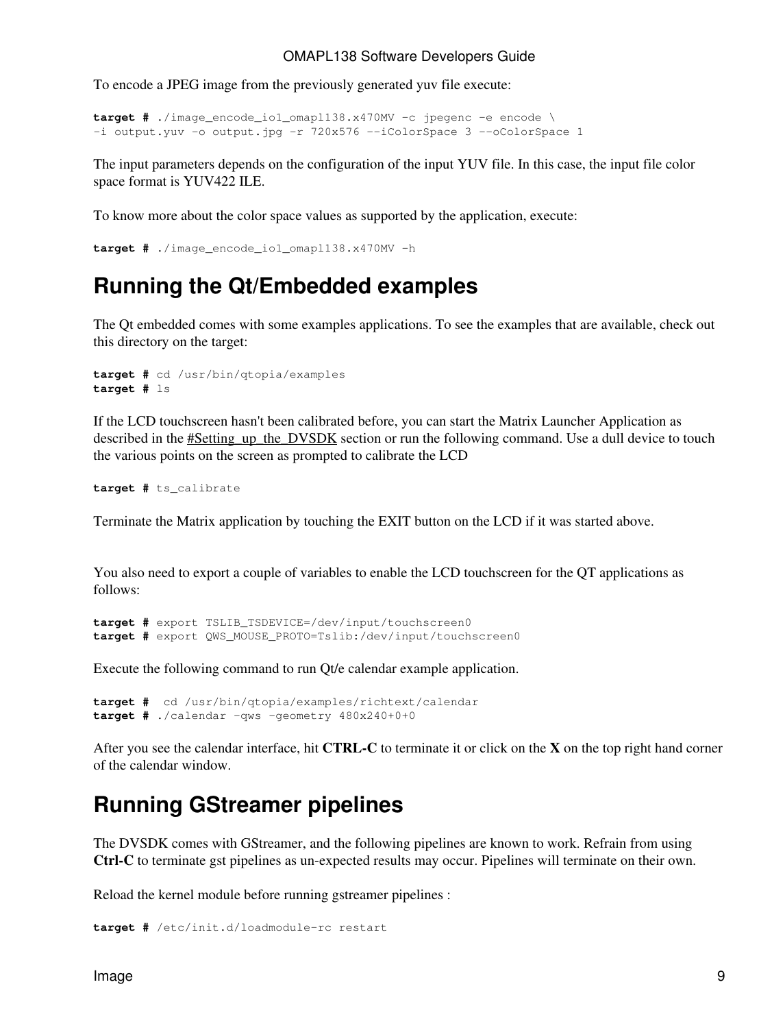To encode a JPEG image from the previously generated yuv file execute:

```
target # ./image_encode_io1_omapl138.x470MV -c jpegenc -e encode \
-i output.yuv -o output.jpg -r 720x576 --iColorSpace 3 --oColorSpace 1
```

The input parameters depends on the configuration of the input YUV file. In this case, the input file color space format is YUV422 ILE.

To know more about the color space values as supported by the application, execute:

```
target # ./image_encode_io1_omapl138.x470MV -h
```

## Running the Qt/Embedded examples

The Qt embedded comes with some examples applications. To see the examples that are available, check out this directory on the target:

```
target # cd /usr/bin/qtopia/examples
target # ls
```

If the LCD touchscreen hasn't been calibrated before, you can start the Matrix Launcher Application as described in the #Setting_up_the_DVSDK section or run the following command. Use a dull device to touch the various points on the screen as prompted to calibrate the LCD

```
target # ts_calibrate
```

Terminate the Matrix application by touching the EXIT button on the LCD if it was started above.

You also need to export a couple of variables to enable the LCD touchscreen for the QT applications as follows:

```
target # export TSLIB_TSDEVICE=/dev/input/touchscreen0
target # export QWS_MOUSE_PROTO=Tslib:/dev/input/touchscreen0
```

Execute the following command to run Qt/e calendar example application.

```
target #  cd /usr/bin/qtopia/examples/richtext/calendar
target # ./calendar -qws -geometry 480x240+0+0
```

After you see the calendar interface, hit **CTRL-C** to terminate it or click on the **X** on the top right hand corner of the calendar window.

## Running GStreamer pipelines

The DVSDK comes with GStreamer, and the following pipelines are known to work. Refrain from using **Ctrl-C** to terminate gst pipelines as un-expected results may occur. Pipelines will terminate on their own.

Reload the kernel module before running gstreamer pipelines :

```
target # /etc/init.d/loadmodule-rc restart
```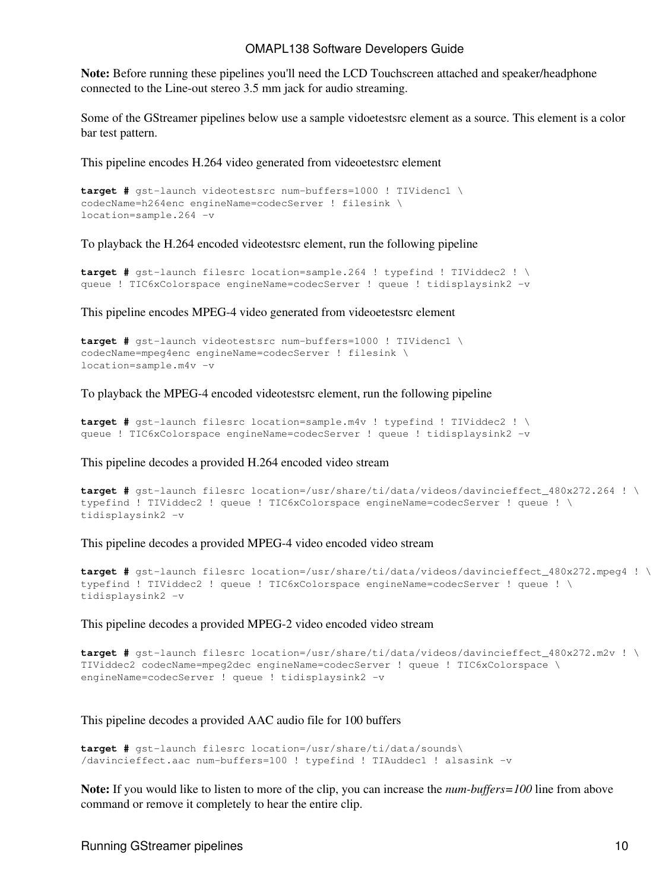**Note:** Before running these pipelines you'll need the LCD Touchscreen attached and speaker/headphone connected to the Line-out stereo 3.5 mm jack for audio streaming.

Some of the GStreamer pipelines below use a sample vidoetestsrc element as a source. This element is a color bar test pattern.

This pipeline encodes H.264 video generated from videoetestsrc element

```
target # gst-launch videotestsrc num-buffers=1000 ! TIVidenc1 \
codecName=h264enc engineName=codecServer ! filesink \
location=sample.264 -v
```

To playback the H.264 encoded videotestsrc element, run the following pipeline

```
target # gst-launch filesrc location=sample.264 ! typefind ! TIViddec2 ! \
queue ! TIC6xColorspace engineName=codecServer ! queue ! tidisplaysink2 -v
```

This pipeline encodes MPEG-4 video generated from videoetestsrc element

```
target # gst-launch videotestsrc num-buffers=1000 ! TIVidenc1 \
codecName=mpeg4enc engineName=codecServer ! filesink \
location=sample.m4v -v
```

To playback the MPEG-4 encoded videotestsrc element, run the following pipeline

```
target # gst-launch filesrc location=sample.m4v ! typefind ! TIViddec2 ! \
queue ! TIC6xColorspace engineName=codecServer ! queue ! tidisplaysink2 -v
```

This pipeline decodes a provided H.264 encoded video stream

```
target # gst-launch filesrc location=/usr/share/ti/data/videos/davincieffect_480x272.264 ! \
typefind ! TIViddec2 ! queue ! TIC6xColorspace engineName=codecServer ! queue ! \
tidisplaysink2 -v
```

This pipeline decodes a provided MPEG-4 video encoded video stream

```
target # gst-launch filesrc location=/usr/share/ti/data/videos/davincieffect_480x272.mpeg4 ! \
typefind ! TIViddec2 ! queue ! TIC6xColorspace engineName=codecServer ! queue ! \
tidisplaysink2 -v
```

This pipeline decodes a provided MPEG-2 video encoded video stream

```
target # gst-launch filesrc location=/usr/share/ti/data/videos/davincieffect_480x272.m2v ! \
TIViddec2 codecName=mpeg2dec engineName=codecServer ! queue ! TIC6xColorspace \
engineName=codecServer ! queue ! tidisplaysink2 -v
```

This pipeline decodes a provided AAC audio file for 100 buffers

```
target # gst-launch filesrc location=/usr/share/ti/data/sounds\
/davincieffect.aac num-buffers=100 ! typefind ! TIAuddec1 ! alsasink -v
```

**Note:** If you would like to listen to more of the clip, you can increase the *num-buffers=100* line from above command or remove it completely to hear the entire clip.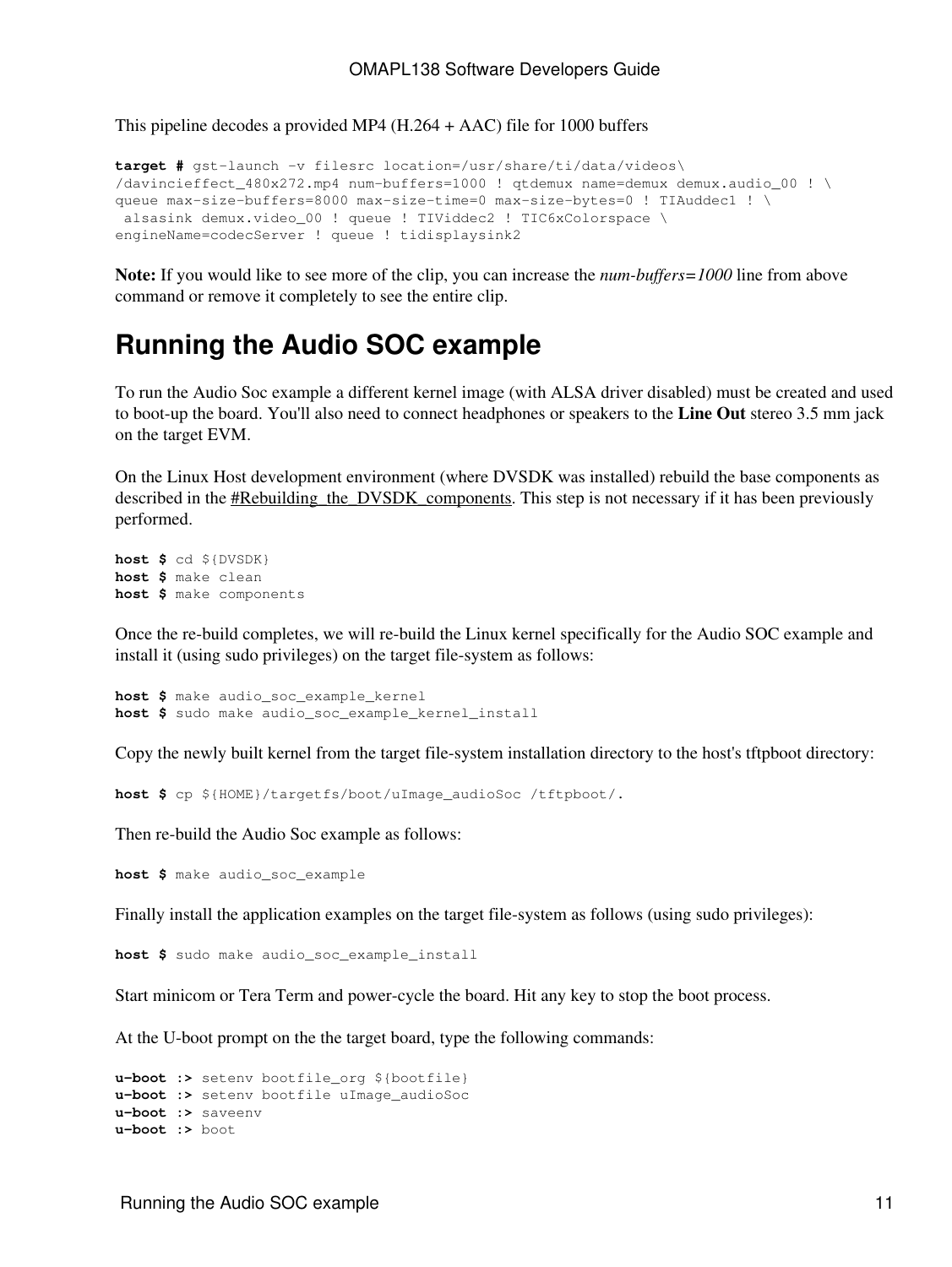This pipeline decodes a provided MP4 (H.264 + AAC) file for 1000 buffers

```
target # gst-launch -v filesrc location=/usr/share/ti/data/videos\
/davincieffect_480x272.mp4 num-buffers=1000 ! qtdemux name=demux demux.audio_00 ! \
queue max-size-buffers=8000 max-size-time=0 max-size-bytes=0 ! TIAuddec1 ! \
 alsasink demux.video_00 ! queue ! TIViddec2 ! TIC6xColorspace \
engineName=codecServer ! queue ! tidisplaysink2
```

**Note:** If you would like to see more of the clip, you can increase the *num-buffers=1000* line from above command or remove it completely to see the entire clip.

# Running the Audio SOC example

To run the Audio Soc example a different kernel image (with ALSA driver disabled) must be created and used to boot-up the board. You'll also need to connect headphones or speakers to the **Line Out** stereo 3.5 mm jack on the target EVM.

On the Linux Host development environment (where DVSDK was installed) rebuild the base components as described in the #Rebuilding_the_DVSDK_components. This step is not necessary if it has been previously performed.

```
host $ cd ${DVSDK}
host $ make clean
host $ make components
```

Once the re-build completes, we will re-build the Linux kernel specifically for the Audio SOC example and install it (using sudo privileges) on the target file-system as follows:

```
host $ make audio_soc_example_kernel
host $ sudo make audio_soc_example_kernel_install
```

Copy the newly built kernel from the target file-system installation directory to the host's tftpboot directory:

```
host $ cp ${HOME}/targetfs/boot/uImage_audioSoc /tftpboot/.
```

Then re-build the Audio Soc example as follows:

```
host $ make audio_soc_example
```

Finally install the application examples on the target file-system as follows (using sudo privileges):

```
host $ sudo make audio_soc_example_install
```

Start minicom or Tera Term and power-cycle the board. Hit any key to stop the boot process.

At the U-boot prompt on the the target board, type the following commands:

```
u-boot :> setenv bootfile_org ${bootfile}
u-boot :> setenv bootfile uImage_audioSoc
u-boot :> saveenv
u-boot :> boot
```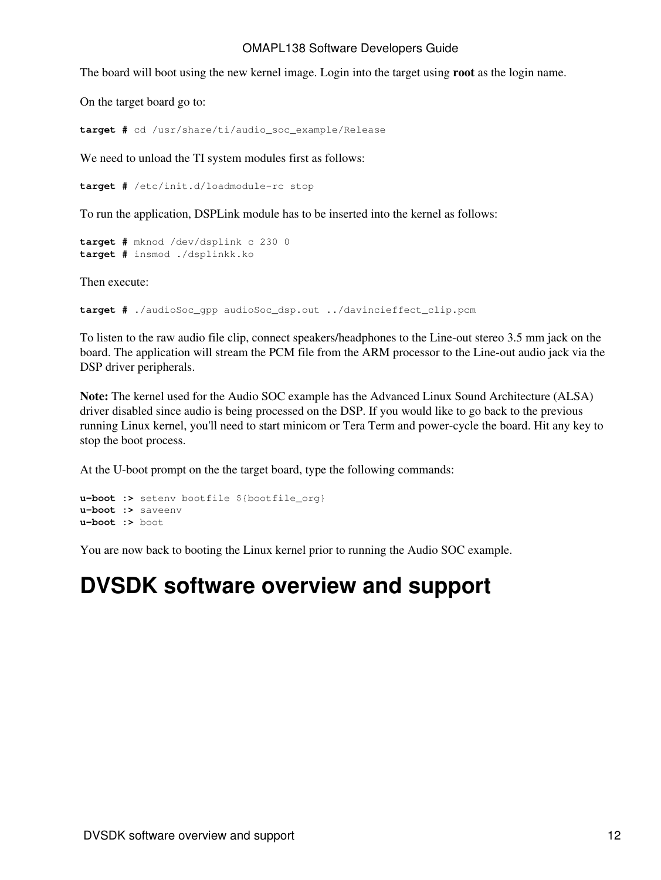The board will boot using the new kernel image. Login into the target using **root** as the login name.

On the target board go to:

```
target # cd /usr/share/ti/audio_soc_example/Release
```

We need to unload the TI system modules first as follows:

```
target # /etc/init.d/loadmodule-rc stop
```

To run the application, DSPLink module has to be inserted into the kernel as follows:

```
target # mknod /dev/dsplink c 230 0
target # insmod ./dsplinkk.ko
```

Then execute:

```
target # ./audioSoc_gpp audioSoc_dsp.out ../davincieffect_clip.pcm
```

To listen to the raw audio file clip, connect speakers/headphones to the Line-out stereo 3.5 mm jack on the board. The application will stream the PCM file from the ARM processor to the Line-out audio jack via the DSP driver peripherals.

**Note:** The kernel used for the Audio SOC example has the Advanced Linux Sound Architecture (ALSA) driver disabled since audio is being processed on the DSP. If you would like to go back to the previous running Linux kernel, you'll need to start minicom or Tera Term and power-cycle the board. Hit any key to stop the boot process.

At the U-boot prompt on the the target board, type the following commands:

```
u-boot :> setenv bootfile ${bootfile_org}
u-boot :> saveenv
u-boot :> boot
```

You are now back to booting the Linux kernel prior to running the Audio SOC example.

# DVSDK software overview and support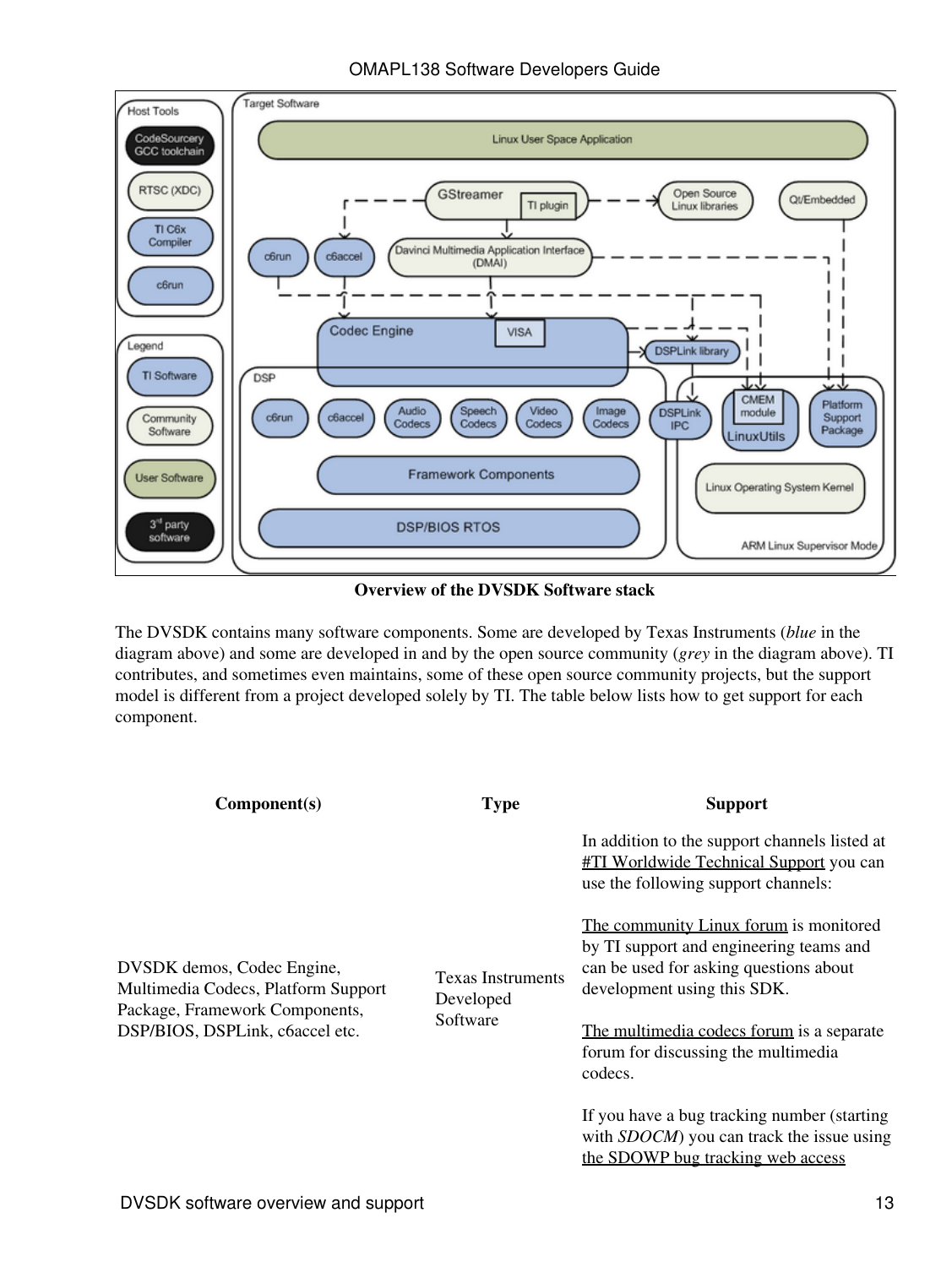**Overview of the DVSDK Software stack**

The DVSDK contains many software components. Some are developed by Texas Instruments (*blue* in the diagram above) and some are developed in and by the open source community (*grey* in the diagram above). TI contributes, and sometimes even maintains, some of these open source community projects, but the support model is different from a project developed solely by TI. The table below lists how to get support for each component.

| Component(s) | Type | Support |
|---|---|---|
| DVSDK demos, Codec Engine, Multimedia Codecs, Platform Support Package, Framework Components, DSP/BIOS, DSPLink, c6accel etc. | Texas Instruments Developed Software | In addition to the support channels listed at #TI Worldwide Technical Support you can use the following support channels:<br><br>The community Linux forum is monitored by TI support and engineering teams and can be used for asking questions about development using this SDK.<br><br>The multimedia codecs forum is a separate forum for discussing the multimedia codecs.<br><br>If you have a bug tracking number (starting with *SDOCM*) you can track the issue using the SDOWP bug tracking web access |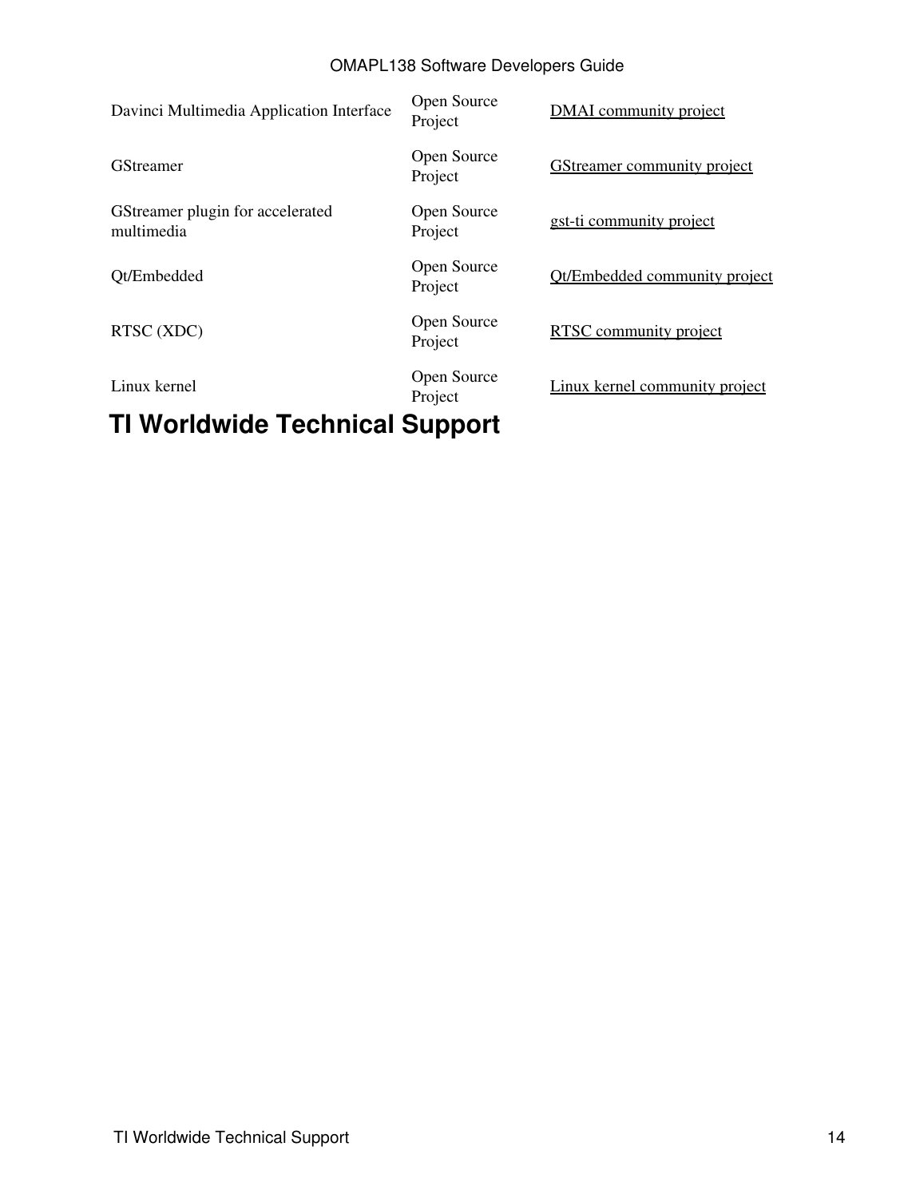| | | |
|---|---|---|
| Davinci Multimedia Application Interface | Open Source Project | DMAI community project |
| GStreamer | Open Source Project | GStreamer community project |
| GStreamer plugin for accelerated multimedia | Open Source Project | gst-ti community project |
| Qt/Embedded | Open Source Project | Qt/Embedded community project |
| RTSC (XDC) | Open Source Project | RTSC community project |
| Linux kernel | Open Source Project | Linux kernel community project |

# TI Worldwide Technical Support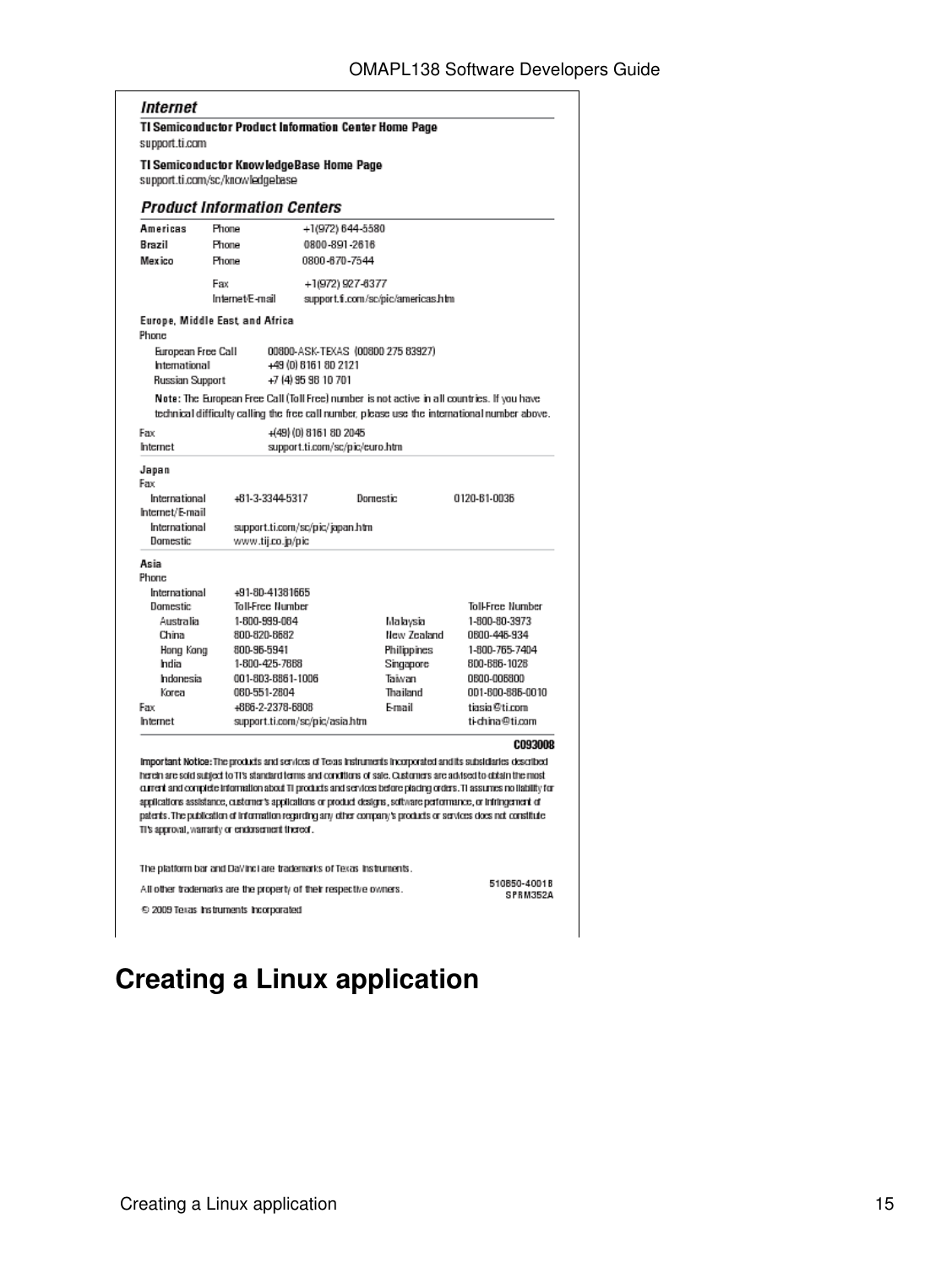## Internet

**TI Semiconductor Product Information Center Home Page**
support.ti.com

**TI Semiconductor KnowledgeBase Home Page**
support.ti.com/sc/knowledgebase

## Product Information Centers

| | | |
|---|---|---|
| **Americas** | Phone | +1(972) 644-5580 |
| **Brazil** | Phone | 0800-891-2616 |
| **Mexico** | Phone | 0800-670-7544 |
| | Fax | +1(972) 927-6377 |
| | Internet/E-mail | support.ti.com/sc/pic/americas.htm |

**Europe, Middle East, and Africa**

Phone

| | |
|---|---|
| European Free Call | 00800-ASK-TEXAS (00800 275 83927) |
| International | +49 (0) 8161 80 2121 |
| Russian Support | +7 (4) 95 98 10 701 |

**Note:** The European Free Call (Toll Free) number is not active in all countries. If you have technical difficulty calling the free call number, please use the international number above.

| | |
|---|---|
| Fax | +(49) (0) 8161 80 2045 |
| Internet | support.ti.com/sc/pic/euro.htm |

**Japan**

Fax

| | | | |
|---|---|---|---|
| International | +81-3-3344-5317 | Domestic | 0120-81-0036 |

Internet/E-mail

| | |
|---|---|
| International | support.ti.com/sc/pic/japan.htm |
| Domestic | www.tij.co.jp/pic |

**Asia**

Phone

| | | | |
|---|---|---|---|
| International | +91-80-41381665 | | |
| Domestic | Toll-Free Number | | Toll-Free Number |
| Australia | 1-800-999-084 | Malaysia | 1-800-80-3973 |
| China | 800-820-8682 | New Zealand | 0800-446-934 |
| Hong Kong | 800-96-5941 | Philippines | 1-800-765-7404 |
| India | 1-800-425-7888 | Singapore | 800-886-1028 |
| Indonesia | 001-803-8861-1006 | Taiwan | 0800-006800 |
| Korea | 080-551-2804 | Thailand | 001-800-886-0010 |
| Fax | +886-2-2378-6808 | E-mail | tiasia@ti.com |
| Internet | support.ti.com/sc/pic/asia.htm | | ti-china@ti.com |

**C093008**

**Important Notice:** The products and services of Texas Instruments Incorporated and its subsidiaries described herein are sold subject to TI's standard terms and conditions of sale. Customers are advised to obtain the most current and complete information about TI products and services before placing orders. TI assumes no liability for applications assistance, customer's applications or product designs, software performance, or infringement of patents. The publication of information regarding any other company's products or services does not constitute TI's approval, warranty or endorsement thereof.

The platform bar and DaVinci are trademarks of Texas Instruments.

All other trademarks are the property of their respective owners.

510850-40018
SPRM352A

© 2009 Texas Instruments Incorporated

# Creating a Linux application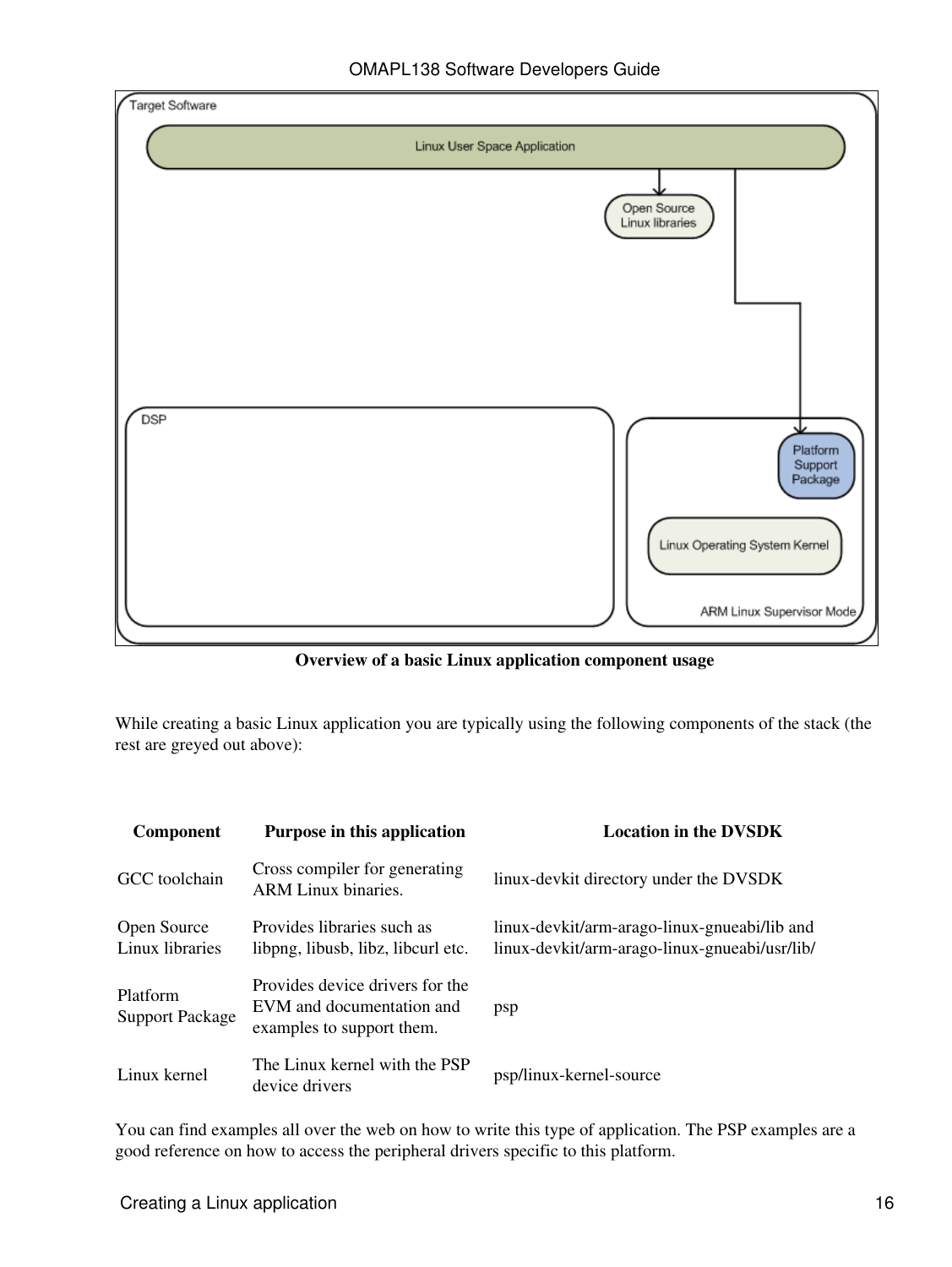**Overview of a basic Linux application component usage**

While creating a basic Linux application you are typically using the following components of the stack (the rest are greyed out above):

| Component | Purpose in this application | Location in the DVSDK |
|---|---|---|
| GCC toolchain | Cross compiler for generating ARM Linux binaries. | linux-devkit directory under the DVSDK |
| Open Source Linux libraries | Provides libraries such as libpng, libusb, libz, libcurl etc. | linux-devkit/arm-arago-linux-gnueabi/lib and linux-devkit/arm-arago-linux-gnueabi/usr/lib/ |
| Platform Support Package | Provides device drivers for the EVM and documentation and examples to support them. | psp |
| Linux kernel | The Linux kernel with the PSP device drivers | psp/linux-kernel-source |

You can find examples all over the web on how to write this type of application. The PSP examples are a good reference on how to access the peripheral drivers specific to this platform.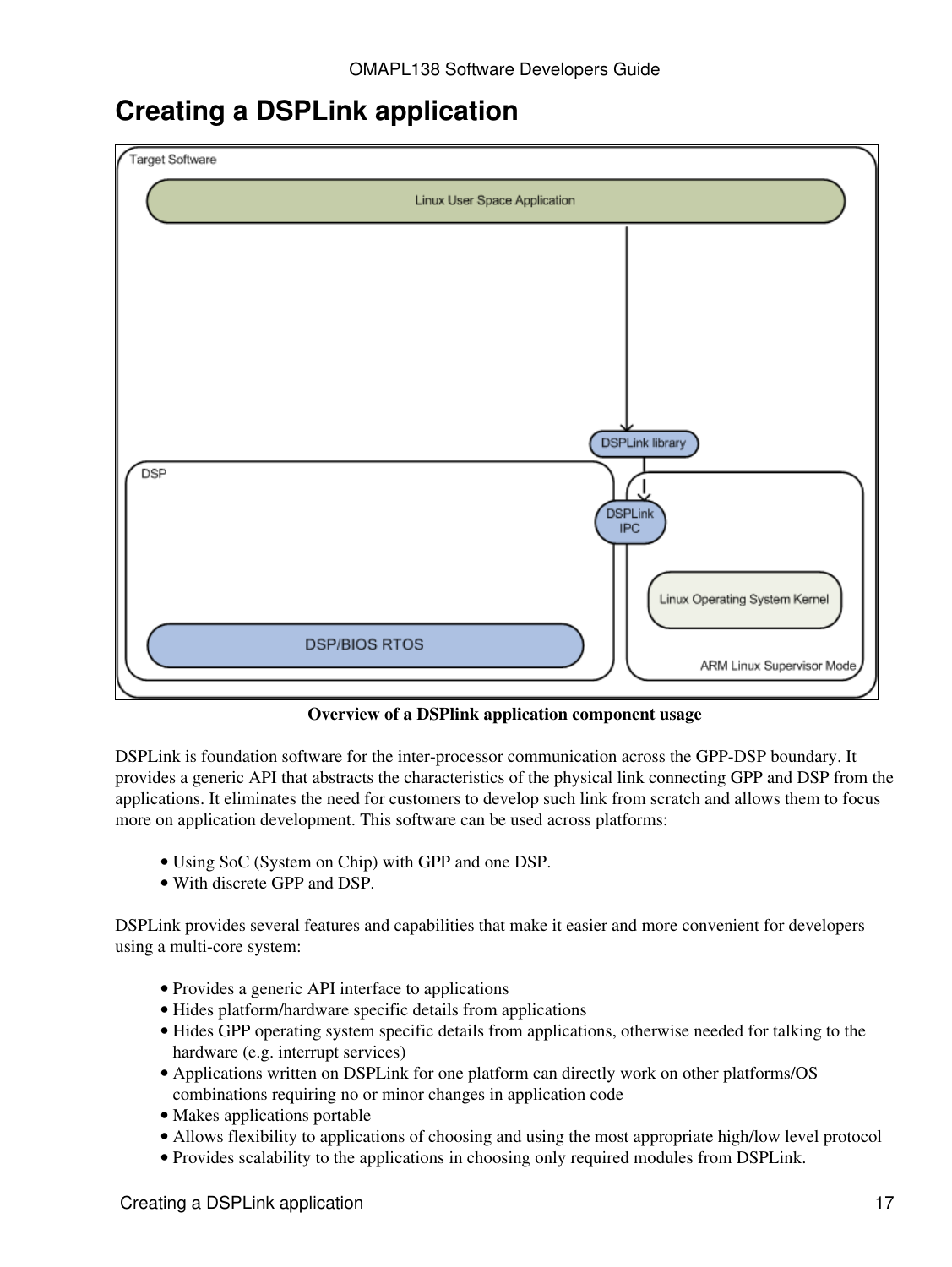# Creating a DSPLink application

**Overview of a DSPlink application component usage**

DSPLink is foundation software for the inter-processor communication across the GPP-DSP boundary. It provides a generic API that abstracts the characteristics of the physical link connecting GPP and DSP from the applications. It eliminates the need for customers to develop such link from scratch and allows them to focus more on application development. This software can be used across platforms:

- Using SoC (System on Chip) with GPP and one DSP.
- With discrete GPP and DSP.

DSPLink provides several features and capabilities that make it easier and more convenient for developers using a multi-core system:

- Provides a generic API interface to applications
- Hides platform/hardware specific details from applications
- Hides GPP operating system specific details from applications, otherwise needed for talking to the hardware (e.g. interrupt services)
- Applications written on DSPLink for one platform can directly work on other platforms/OS combinations requiring no or minor changes in application code
- Makes applications portable
- Allows flexibility to applications of choosing and using the most appropriate high/low level protocol
- Provides scalability to the applications in choosing only required modules from DSPLink.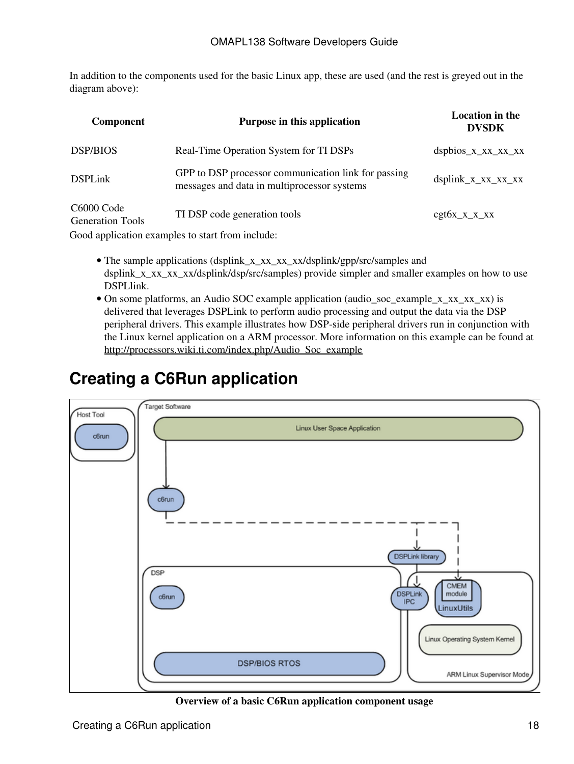In addition to the components used for the basic Linux app, these are used (and the rest is greyed out in the diagram above):

| Component | Purpose in this application | Location in the DVSDK |
|---|---|---|
| DSP/BIOS | Real-Time Operation System for TI DSPs | dspbios_x_xx_xx_xx |
| DSPLink | GPP to DSP processor communication link for passing messages and data in multiprocessor systems | dsplink_x_xx_xx_xx |
| C6000 Code Generation Tools | TI DSP code generation tools | cgt6x_x_x_xx |

Good application examples to start from include:

- The sample applications (dsplink_x_xx_xx_xx/dsplink/gpp/src/samples and dsplink_x_xx_xx_xx/dsplink/dsp/src/samples) provide simpler and smaller examples on how to use DSPLlink.
- On some platforms, an Audio SOC example application (audio_soc_example_x_xx_xx_xx) is delivered that leverages DSPLink to perform audio processing and output the data via the DSP peripheral drivers. This example illustrates how DSP-side peripheral drivers run in conjunction with the Linux kernel application on a ARM processor. More information on this example can be found at http://processors.wiki.ti.com/index.php/Audio_Soc_example

# Creating a C6Run application

**Overview of a basic C6Run application component usage**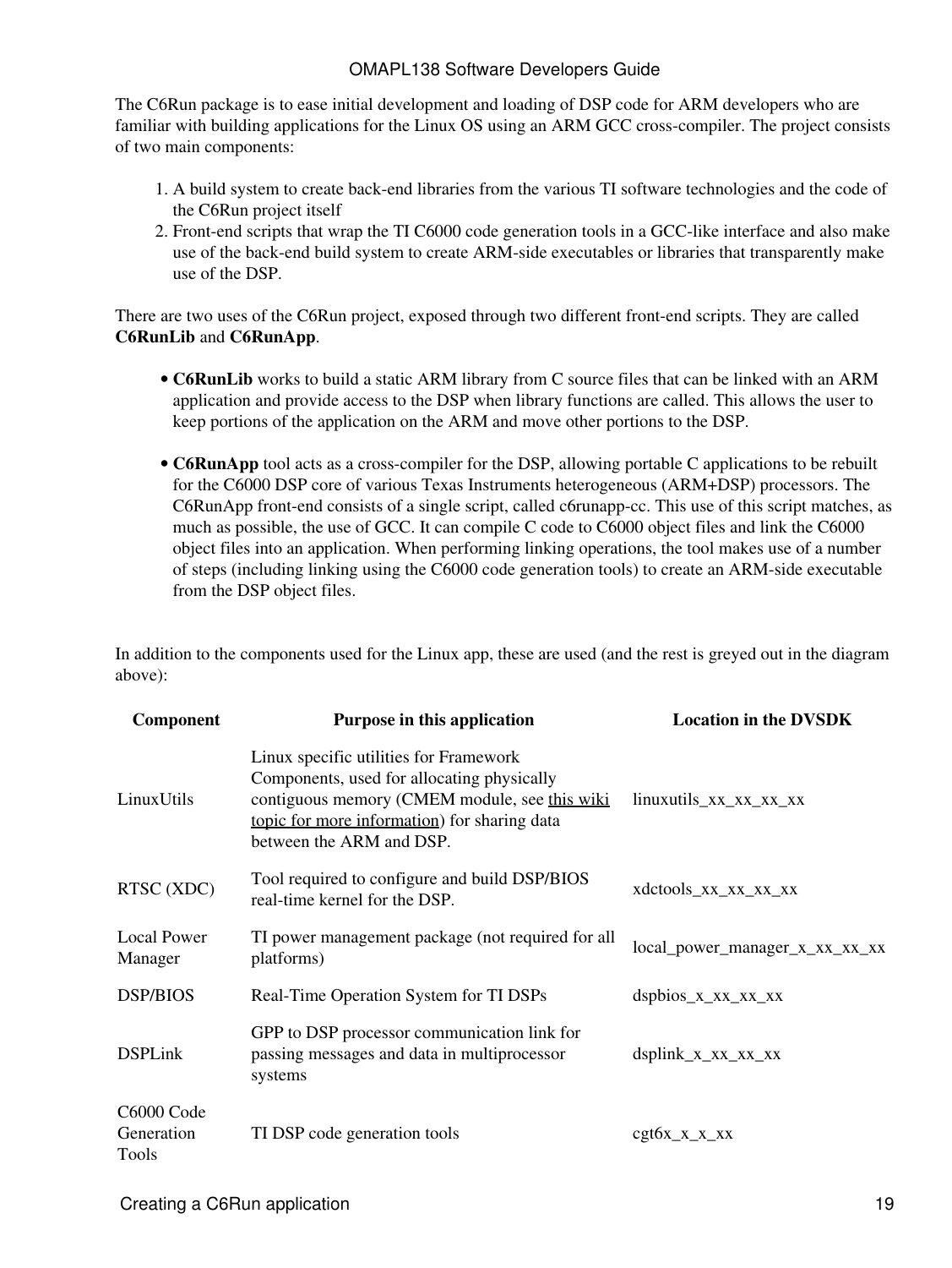The C6Run package is to ease initial development and loading of DSP code for ARM developers who are familiar with building applications for the Linux OS using an ARM GCC cross-compiler. The project consists of two main components:

1. A build system to create back-end libraries from the various TI software technologies and the code of the C6Run project itself
2. Front-end scripts that wrap the TI C6000 code generation tools in a GCC-like interface and also make use of the back-end build system to create ARM-side executables or libraries that transparently make use of the DSP.

There are two uses of the C6Run project, exposed through two different front-end scripts. They are called **C6RunLib** and **C6RunApp**.

- **C6RunLib** works to build a static ARM library from C source files that can be linked with an ARM application and provide access to the DSP when library functions are called. This allows the user to keep portions of the application on the ARM and move other portions to the DSP.

- **C6RunApp** tool acts as a cross-compiler for the DSP, allowing portable C applications to be rebuilt for the C6000 DSP core of various Texas Instruments heterogeneous (ARM+DSP) processors. The C6RunApp front-end consists of a single script, called c6runapp-cc. This use of this script matches, as much as possible, the use of GCC. It can compile C code to C6000 object files and link the C6000 object files into an application. When performing linking operations, the tool makes use of a number of steps (including linking using the C6000 code generation tools) to create an ARM-side executable from the DSP object files.

In addition to the components used for the Linux app, these are used (and the rest is greyed out in the diagram above):

| Component | Purpose in this application | Location in the DVSDK |
|---|---|---|
| LinuxUtils | Linux specific utilities for Framework Components, used for allocating physically contiguous memory (CMEM module, see this wiki topic for more information) for sharing data between the ARM and DSP. | linuxutils_xx_xx_xx_xx |
| RTSC (XDC) | Tool required to configure and build DSP/BIOS real-time kernel for the DSP. | xdctools_xx_xx_xx_xx |
| Local Power Manager | TI power management package (not required for all platforms) | local_power_manager_x_xx_xx_xx |
| DSP/BIOS | Real-Time Operation System for TI DSPs | dspbios_x_xx_xx_xx |
| DSPLink | GPP to DSP processor communication link for passing messages and data in multiprocessor systems | dsplink_x_xx_xx_xx |
| C6000 Code Generation Tools | TI DSP code generation tools | cgt6x_x_x_xx |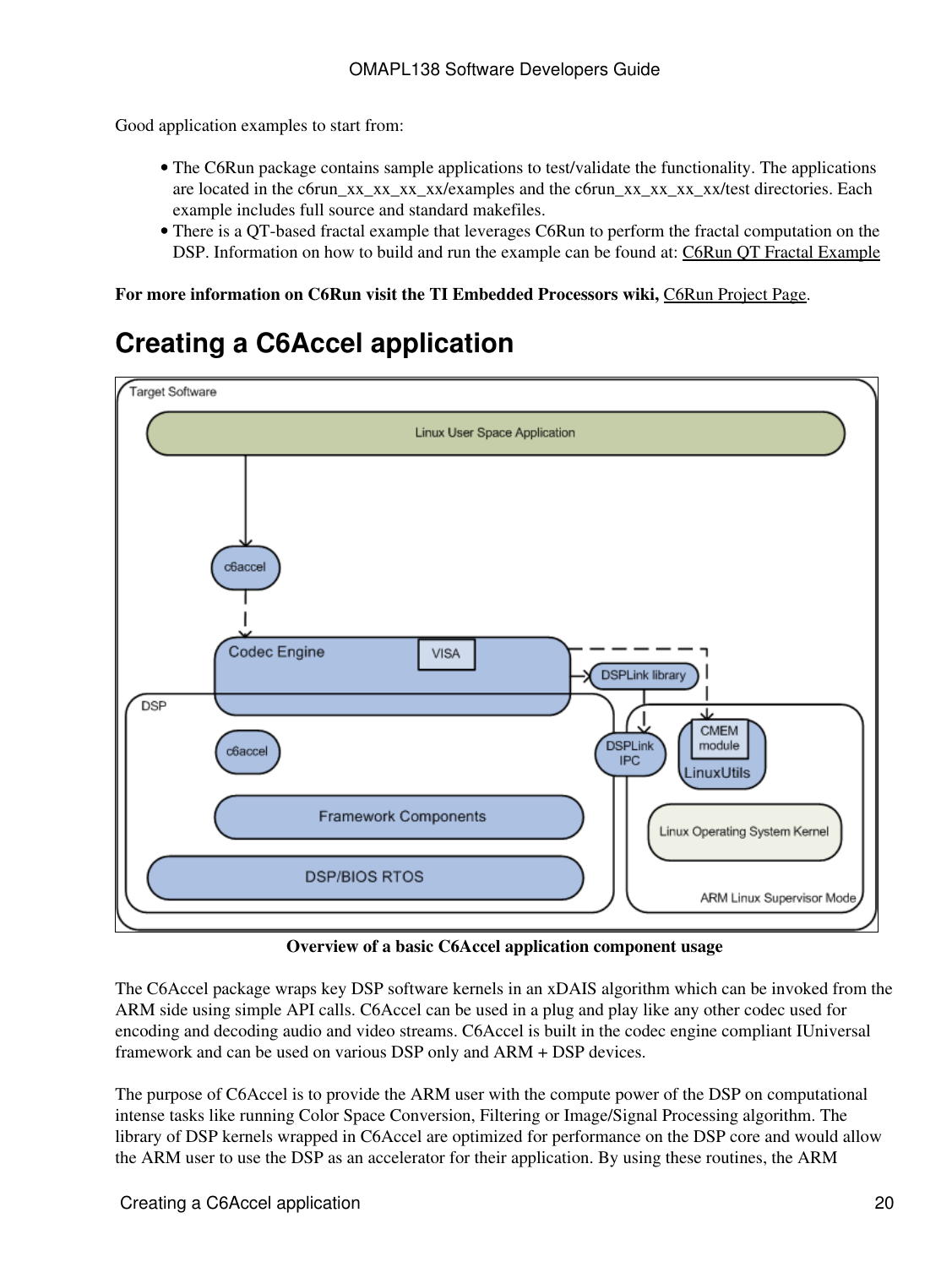Good application examples to start from:

- The C6Run package contains sample applications to test/validate the functionality. The applications are located in the c6run_xx_xx_xx_xx/examples and the c6run_xx_xx_xx_xx/test directories. Each example includes full source and standard makefiles.
- There is a QT-based fractal example that leverages C6Run to perform the fractal computation on the DSP. Information on how to build and run the example can be found at: C6Run QT Fractal Example

**For more information on C6Run visit the TI Embedded Processors wiki,** C6Run Project Page.

# Creating a C6Accel application

**Overview of a basic C6Accel application component usage**

The C6Accel package wraps key DSP software kernels in an xDAIS algorithm which can be invoked from the ARM side using simple API calls. C6Accel can be used in a plug and play like any other codec used for encoding and decoding audio and video streams. C6Accel is built in the codec engine compliant IUniversal framework and can be used on various DSP only and ARM + DSP devices.

The purpose of C6Accel is to provide the ARM user with the compute power of the DSP on computational intense tasks like running Color Space Conversion, Filtering or Image/Signal Processing algorithm. The library of DSP kernels wrapped in C6Accel are optimized for performance on the DSP core and would allow the ARM user to use the DSP as an accelerator for their application. By using these routines, the ARM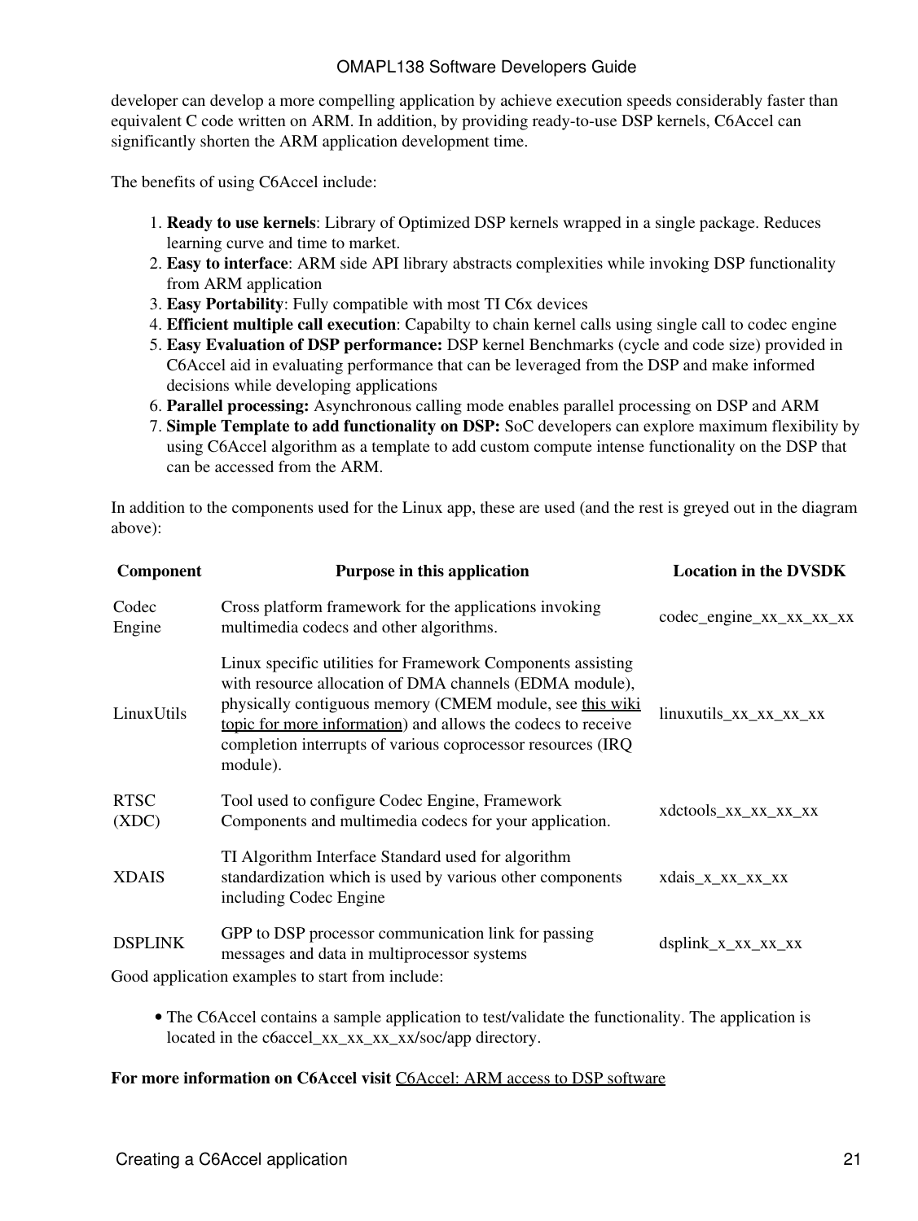developer can develop a more compelling application by achieve execution speeds considerably faster than equivalent C code written on ARM. In addition, by providing ready-to-use DSP kernels, C6Accel can significantly shorten the ARM application development time.

The benefits of using C6Accel include:

1. **Ready to use kernels**: Library of Optimized DSP kernels wrapped in a single package. Reduces learning curve and time to market.
2. **Easy to interface**: ARM side API library abstracts complexities while invoking DSP functionality from ARM application
3. **Easy Portability**: Fully compatible with most TI C6x devices
4. **Efficient multiple call execution**: Capabilty to chain kernel calls using single call to codec engine
5. **Easy Evaluation of DSP performance:** DSP kernel Benchmarks (cycle and code size) provided in C6Accel aid in evaluating performance that can be leveraged from the DSP and make informed decisions while developing applications
6. **Parallel processing:** Asynchronous calling mode enables parallel processing on DSP and ARM
7. **Simple Template to add functionality on DSP:** SoC developers can explore maximum flexibility by using C6Accel algorithm as a template to add custom compute intense functionality on the DSP that can be accessed from the ARM.

In addition to the components used for the Linux app, these are used (and the rest is greyed out in the diagram above):

| Component | Purpose in this application | Location in the DVSDK |
|---|---|---|
| Codec Engine | Cross platform framework for the applications invoking multimedia codecs and other algorithms. | codec_engine_xx_xx_xx_xx |
| LinuxUtils | Linux specific utilities for Framework Components assisting with resource allocation of DMA channels (EDMA module), physically contiguous memory (CMEM module, see this wiki topic for more information) and allows the codecs to receive completion interrupts of various coprocessor resources (IRQ module). | linuxutils_xx_xx_xx_xx |
| RTSC (XDC) | Tool used to configure Codec Engine, Framework Components and multimedia codecs for your application. | xdctools_xx_xx_xx_xx |
| XDAIS | TI Algorithm Interface Standard used for algorithm standardization which is used by various other components including Codec Engine | xdais_x_xx_xx_xx |
| DSPLINK | GPP to DSP processor communication link for passing messages and data in multiprocessor systems | dsplink_x_xx_xx_xx |

Good application examples to start from include:

- The C6Accel contains a sample application to test/validate the functionality. The application is located in the c6accel_xx_xx_xx_xx/soc/app directory.

**For more information on C6Accel visit** C6Accel: ARM access to DSP software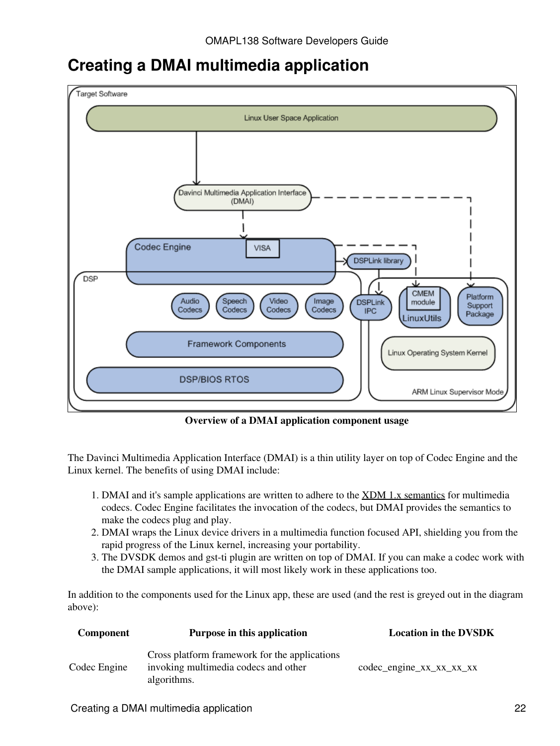# Creating a DMAI multimedia application

**Overview of a DMAI application component usage**

The Davinci Multimedia Application Interface (DMAI) is a thin utility layer on top of Codec Engine and the Linux kernel. The benefits of using DMAI include:

1. DMAI and it's sample applications are written to adhere to the XDM 1.x semantics for multimedia codecs. Codec Engine facilitates the invocation of the codecs, but DMAI provides the semantics to make the codecs plug and play.
2. DMAI wraps the Linux device drivers in a multimedia function focused API, shielding you from the rapid progress of the Linux kernel, increasing your portability.
3. The DVSDK demos and gst-ti plugin are written on top of DMAI. If you can make a codec work with the DMAI sample applications, it will most likely work in these applications too.

In addition to the components used for the Linux app, these are used (and the rest is greyed out in the diagram above):

| Component | Purpose in this application | Location in the DVSDK |
|---|---|---|
| Codec Engine | Cross platform framework for the applications invoking multimedia codecs and other algorithms. | codec_engine_xx_xx_xx_xx |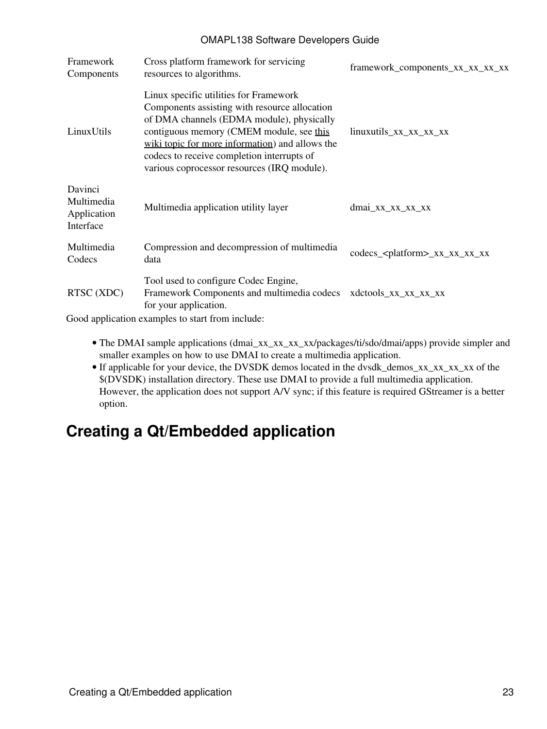| | | |
|---|---|---|
| Framework Components | Cross platform framework for servicing resources to algorithms. | framework_components_xx_xx_xx_xx |
| LinuxUtils | Linux specific utilities for Framework Components assisting with resource allocation of DMA channels (EDMA module), physically contiguous memory (CMEM module, see this wiki topic for more information) and allows the codecs to receive completion interrupts of various coprocessor resources (IRQ module). | linuxutils_xx_xx_xx_xx |
| Davinci Multimedia Application Interface | Multimedia application utility layer | dmai_xx_xx_xx_xx |
| Multimedia Codecs | Compression and decompression of multimedia data | codecs_<platform>_xx_xx_xx_xx |
| RTSC (XDC) | Tool used to configure Codec Engine, Framework Components and multimedia codecs for your application. | xdctools_xx_xx_xx_xx |

Good application examples to start from include:

- The DMAI sample applications (dmai_xx_xx_xx_xx/packages/ti/sdo/dmai/apps) provide simpler and smaller examples on how to use DMAI to create a multimedia application.
- If applicable for your device, the DVSDK demos located in the dvsdk_demos_xx_xx_xx_xx of the $(DVSDK) installation directory. These use DMAI to provide a full multimedia application. However, the application does not support A/V sync; if this feature is required GStreamer is a better option.

# Creating a Qt/Embedded application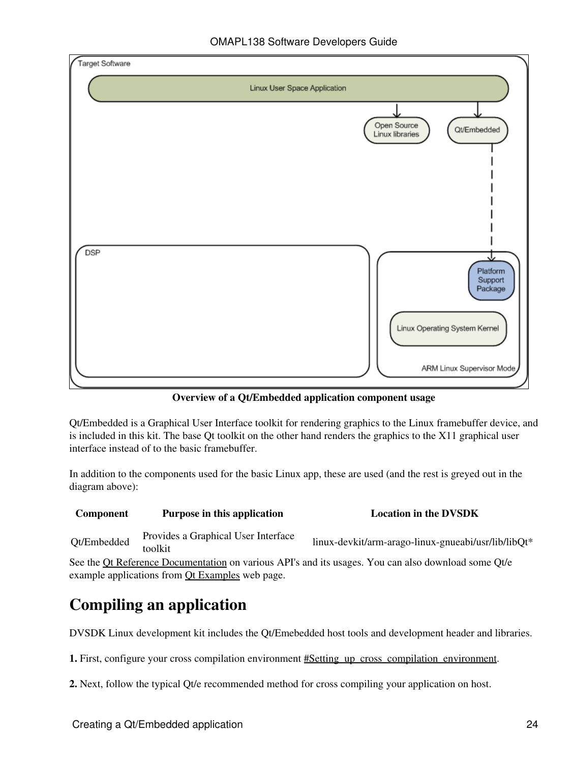**Overview of a Qt/Embedded application component usage**

Qt/Embedded is a Graphical User Interface toolkit for rendering graphics to the Linux framebuffer device, and is included in this kit. The base Qt toolkit on the other hand renders the graphics to the X11 graphical user interface instead of to the basic framebuffer.

In addition to the components used for the basic Linux app, these are used (and the rest is greyed out in the diagram above):

| Component | Purpose in this application | Location in the DVSDK |
| --- | --- | --- |
| Qt/Embedded | Provides a Graphical User Interface toolkit | linux-devkit/arm-arago-linux-gnueabi/usr/lib/libQt* |

See the Qt Reference Documentation on various API's and its usages. You can also download some Qt/e example applications from Qt Examples web page.

# Compiling an application

DVSDK Linux development kit includes the Qt/Emebedded host tools and development header and libraries.

**1.** First, configure your cross compilation environment #Setting_up_cross_compilation_environment.

**2.** Next, follow the typical Qt/e recommended method for cross compiling your application on host.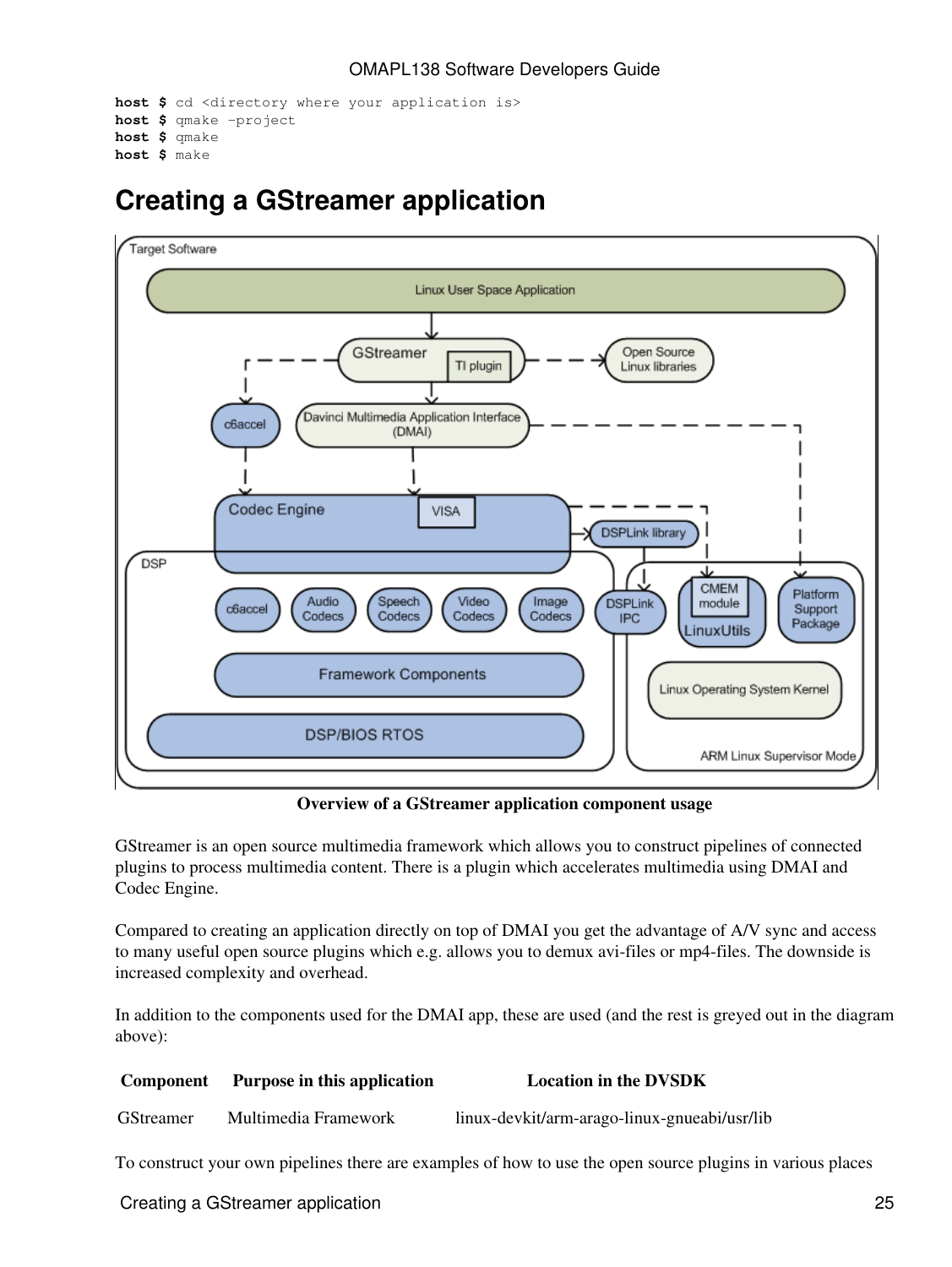```
host $ cd <directory where your application is>
host $ qmake -project
host $ qmake
host $ make
```

# Creating a GStreamer application

**Overview of a GStreamer application component usage**

GStreamer is an open source multimedia framework which allows you to construct pipelines of connected plugins to process multimedia content. There is a plugin which accelerates multimedia using DMAI and Codec Engine.

Compared to creating an application directly on top of DMAI you get the advantage of A/V sync and access to many useful open source plugins which e.g. allows you to demux avi-files or mp4-files. The downside is increased complexity and overhead.

In addition to the components used for the DMAI app, these are used (and the rest is greyed out in the diagram above):

| Component | Purpose in this application | Location in the DVSDK |
|---|---|---|
| GStreamer | Multimedia Framework | linux-devkit/arm-arago-linux-gnueabi/usr/lib |

To construct your own pipelines there are examples of how to use the open source plugins in various places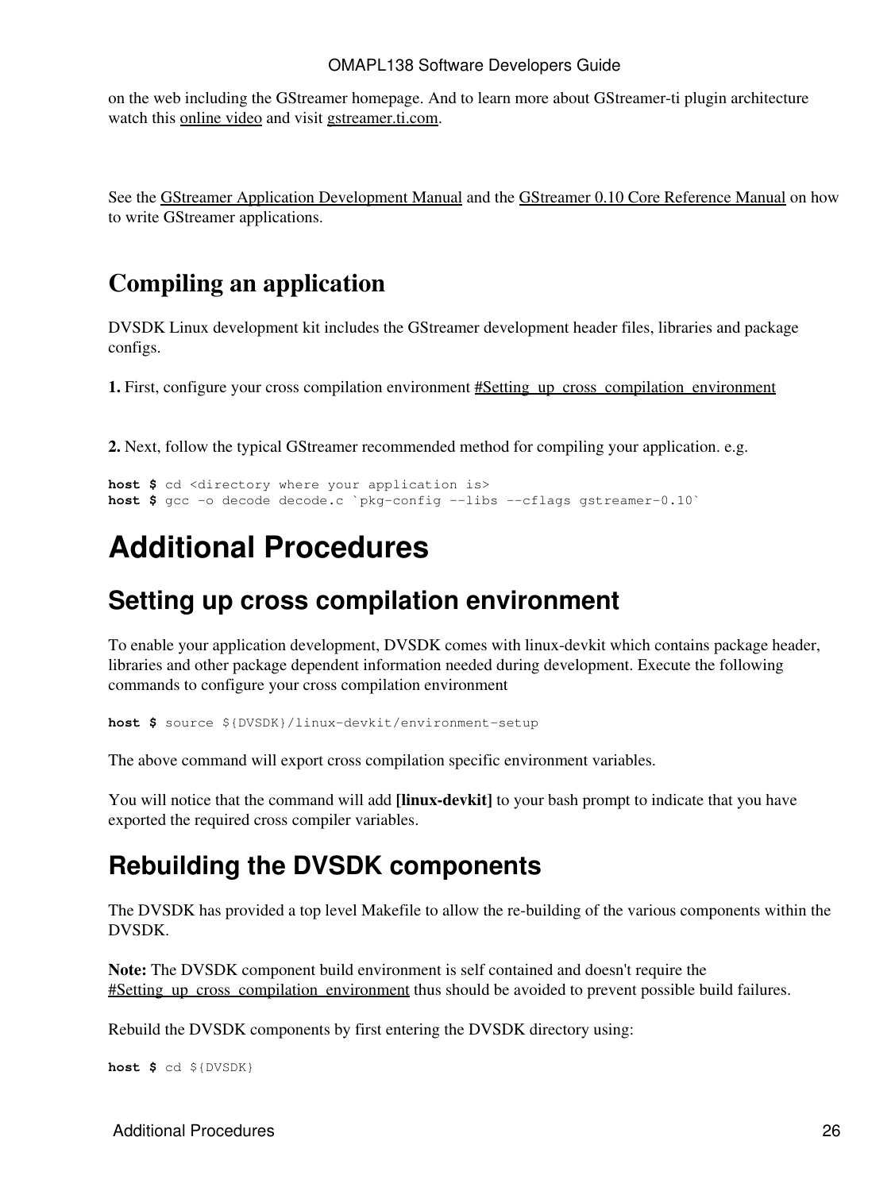on the web including the GStreamer homepage. And to learn more about GStreamer-ti plugin architecture watch this online video and visit gstreamer.ti.com.

See the GStreamer Application Development Manual and the GStreamer 0.10 Core Reference Manual on how to write GStreamer applications.

### Compiling an application

DVSDK Linux development kit includes the GStreamer development header files, libraries and package configs.

**1.** First, configure your cross compilation environment #Setting_up_cross_compilation_environment

**2.** Next, follow the typical GStreamer recommended method for compiling your application. e.g.

```
host $ cd <directory where your application is>
host $ gcc -o decode decode.c `pkg-config --libs --cflags gstreamer-0.10`
```

# Additional Procedures

## Setting up cross compilation environment

To enable your application development, DVSDK comes with linux-devkit which contains package header, libraries and other package dependent information needed during development. Execute the following commands to configure your cross compilation environment

```
host $ source ${DVSDK}/linux-devkit/environment-setup
```

The above command will export cross compilation specific environment variables.

You will notice that the command will add **[linux-devkit]** to your bash prompt to indicate that you have exported the required cross compiler variables.

## Rebuilding the DVSDK components

The DVSDK has provided a top level Makefile to allow the re-building of the various components within the DVSDK.

**Note:** The DVSDK component build environment is self contained and doesn't require the #Setting_up_cross_compilation_environment thus should be avoided to prevent possible build failures.

Rebuild the DVSDK components by first entering the DVSDK directory using:

```
host $ cd ${DVSDK}
```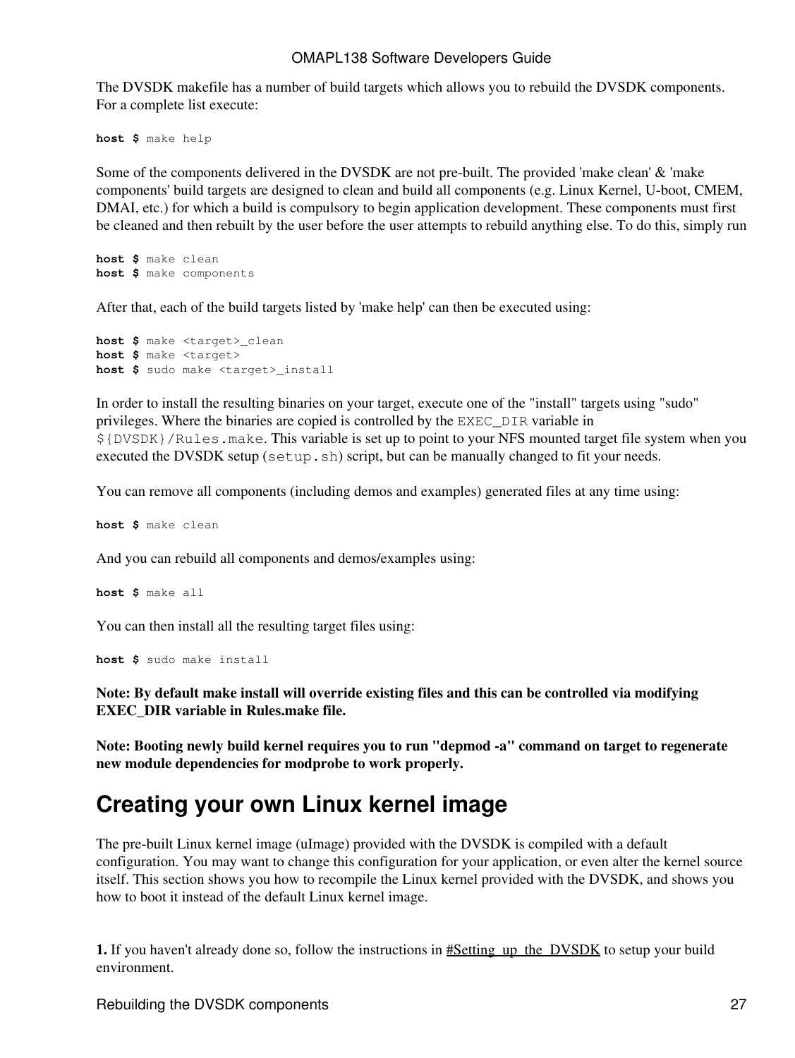The DVSDK makefile has a number of build targets which allows you to rebuild the DVSDK components. For a complete list execute:

```
host $ make help
```

Some of the components delivered in the DVSDK are not pre-built. The provided 'make clean' & 'make components' build targets are designed to clean and build all components (e.g. Linux Kernel, U-boot, CMEM, DMAI, etc.) for which a build is compulsory to begin application development. These components must first be cleaned and then rebuilt by the user before the user attempts to rebuild anything else. To do this, simply run

```
host $ make clean
host $ make components
```

After that, each of the build targets listed by 'make help' can then be executed using:

```
host $ make <target>_clean
host $ make <target>
host $ sudo make <target>_install
```

In order to install the resulting binaries on your target, execute one of the "install" targets using "sudo" privileges. Where the binaries are copied is controlled by the `EXEC_DIR` variable in `${DVSDK}/Rules.make`. This variable is set up to point to your NFS mounted target file system when you executed the DVSDK setup (`setup.sh`) script, but can be manually changed to fit your needs.

You can remove all components (including demos and examples) generated files at any time using:

```
host $ make clean
```

And you can rebuild all components and demos/examples using:

```
host $ make all
```

You can then install all the resulting target files using:

```
host $ sudo make install
```

**Note: By default make install will override existing files and this can be controlled via modifying EXEC_DIR variable in Rules.make file.**

**Note: Booting newly build kernel requires you to run "depmod -a" command on target to regenerate new module dependencies for modprobe to work properly.**

# Creating your own Linux kernel image

The pre-built Linux kernel image (uImage) provided with the DVSDK is compiled with a default configuration. You may want to change this configuration for your application, or even alter the kernel source itself. This section shows you how to recompile the Linux kernel provided with the DVSDK, and shows you how to boot it instead of the default Linux kernel image.

**1.** If you haven't already done so, follow the instructions in #Setting_up_the_DVSDK to setup your build environment.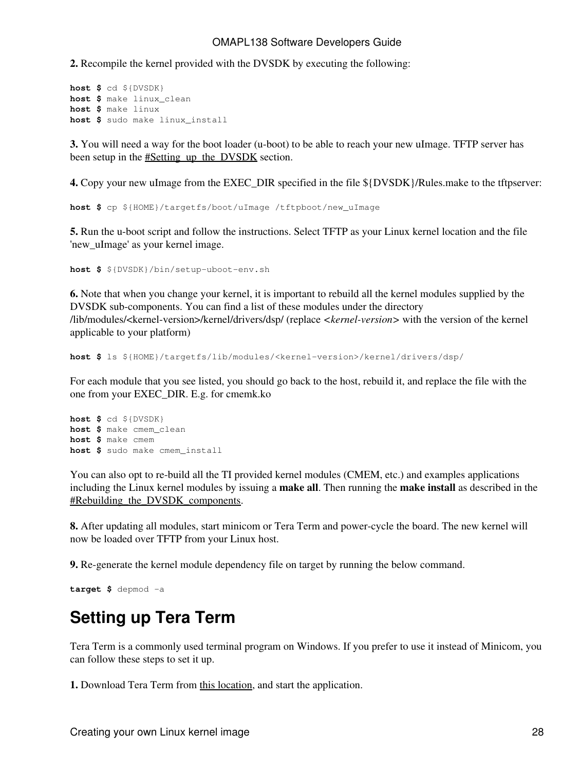**2.** Recompile the kernel provided with the DVSDK by executing the following:

```
host $ cd ${DVSDK}
host $ make linux_clean
host $ make linux
host $ sudo make linux_install
```

**3.** You will need a way for the boot loader (u-boot) to be able to reach your new uImage. TFTP server has been setup in the #Setting_up_the_DVSDK section.

**4.** Copy your new uImage from the EXEC_DIR specified in the file ${DVSDK}/Rules.make to the tftpserver:

```
host $ cp ${HOME}/targetfs/boot/uImage /tftpboot/new_uImage
```

**5.** Run the u-boot script and follow the instructions. Select TFTP as your Linux kernel location and the file 'new_uImage' as your kernel image.

```
host $ ${DVSDK}/bin/setup-uboot-env.sh
```

**6.** Note that when you change your kernel, it is important to rebuild all the kernel modules supplied by the DVSDK sub-components. You can find a list of these modules under the directory /lib/modules/<kernel-version>/kernel/drivers/dsp/ (replace <*kernel-version*> with the version of the kernel applicable to your platform)

```
host $ ls ${HOME}/targetfs/lib/modules/<kernel-version>/kernel/drivers/dsp/
```

For each module that you see listed, you should go back to the host, rebuild it, and replace the file with the one from your EXEC_DIR. E.g. for cmemk.ko

```
host $ cd ${DVSDK}
host $ make cmem_clean
host $ make cmem
host $ sudo make cmem_install
```

You can also opt to re-build all the TI provided kernel modules (CMEM, etc.) and examples applications including the Linux kernel modules by issuing a **make all**. Then running the **make install** as described in the #Rebuilding_the_DVSDK_components.

**8.** After updating all modules, start minicom or Tera Term and power-cycle the board. The new kernel will now be loaded over TFTP from your Linux host.

**9.** Re-generate the kernel module dependency file on target by running the below command.

```
target $ depmod -a
```

# Setting up Tera Term

Tera Term is a commonly used terminal program on Windows. If you prefer to use it instead of Minicom, you can follow these steps to set it up.

**1.** Download Tera Term from this location, and start the application.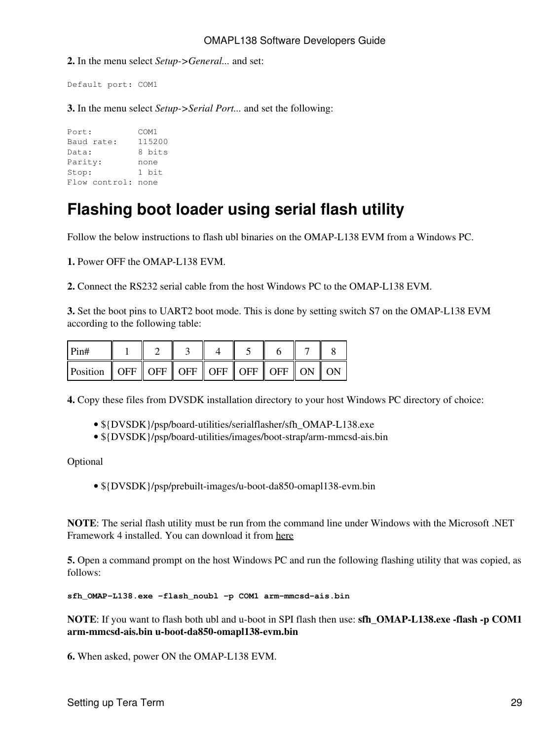**2.** In the menu select *Setup->General...* and set:

```
Default port: COM1
```

**3.** In the menu select *Setup->Serial Port...* and set the following:

```
Port:         COM1
Baud rate:    115200
Data:         8 bits
Parity:       none
Stop:         1 bit
Flow control: none
```

# Flashing boot loader using serial flash utility

Follow the below instructions to flash ubl binaries on the OMAP-L138 EVM from a Windows PC.

**1.** Power OFF the OMAP-L138 EVM.

**2.** Connect the RS232 serial cable from the host Windows PC to the OMAP-L138 EVM.

**3.** Set the boot pins to UART2 boot mode. This is done by setting switch S7 on the OMAP-L138 EVM according to the following table:

| Pin# | 1 | 2 | 3 | 4 | 5 | 6 | 7 | 8 |
|---|---|---|---|---|---|---|---|---|
| Position | OFF | OFF | OFF | OFF | OFF | OFF | ON | ON |

**4.** Copy these files from DVSDK installation directory to your host Windows PC directory of choice:

- ${DVSDK}/psp/board-utilities/serialflasher/sfh_OMAP-L138.exe
- ${DVSDK}/psp/board-utilities/images/boot-strap/arm-mmcsd-ais.bin

Optional

- ${DVSDK}/psp/prebuilt-images/u-boot-da850-omapl138-evm.bin

**NOTE**: The serial flash utility must be run from the command line under Windows with the Microsoft .NET Framework 4 installed. You can download it from here

**5.** Open a command prompt on the host Windows PC and run the following flashing utility that was copied, as follows:

```
sfh_OMAP-L138.exe -flash_noubl -p COM1 arm-mmcsd-ais.bin
```

**NOTE**: If you want to flash both ubl and u-boot in SPI flash then use: **sfh_OMAP-L138.exe -flash -p COM1 arm-mmcsd-ais.bin u-boot-da850-omapl138-evm.bin**

**6.** When asked, power ON the OMAP-L138 EVM.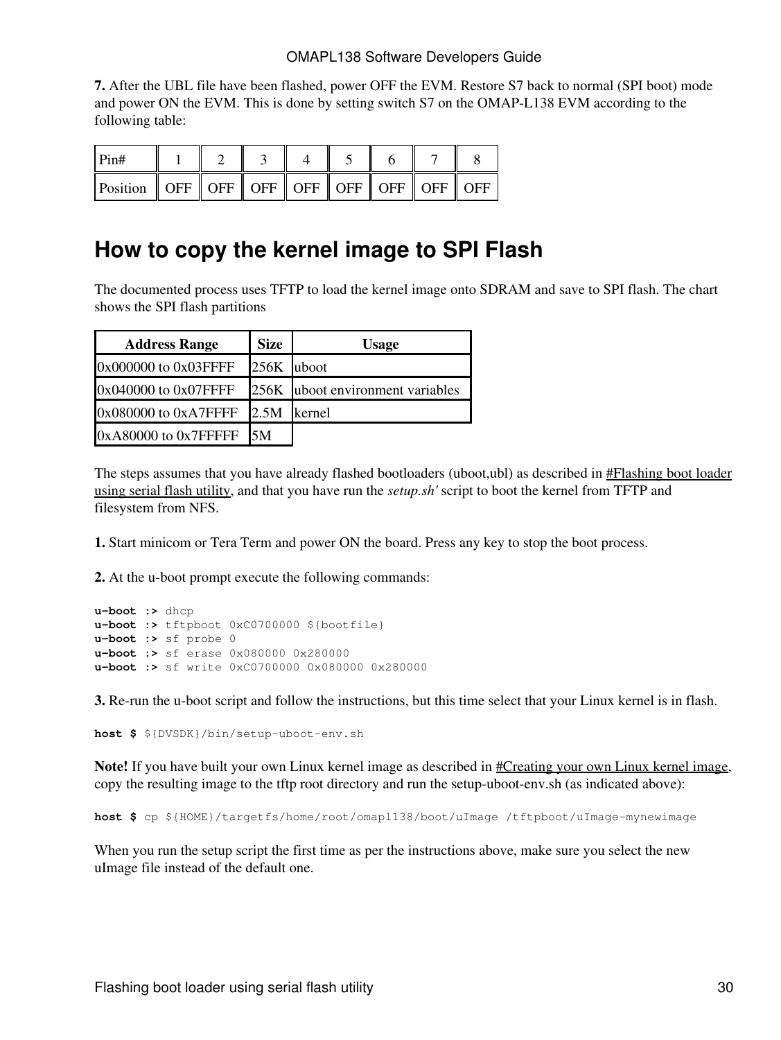**7.** After the UBL file have been flashed, power OFF the EVM. Restore S7 back to normal (SPI boot) mode and power ON the EVM. This is done by setting switch S7 on the OMAP-L138 EVM according to the following table:

| Pin# | 1 | 2 | 3 | 4 | 5 | 6 | 7 | 8 |
|---|---|---|---|---|---|---|---|---|
| Position | OFF | OFF | OFF | OFF | OFF | OFF | OFF | OFF |

# How to copy the kernel image to SPI Flash

The documented process uses TFTP to load the kernel image onto SDRAM and save to SPI flash. The chart shows the SPI flash partitions

| Address Range | Size | Usage |
|---|---|---|
| 0x000000 to 0x03FFFF | 256K | uboot |
| 0x040000 to 0x07FFFF | 256K | uboot environment variables |
| 0x080000 to 0xA7FFFF | 2.5M | kernel |
| 0xA80000 to 0x7FFFFF | 5M | |

The steps assumes that you have already flashed bootloaders (uboot,ubl) as described in #Flashing boot loader using serial flash utility, and that you have run the *setup.sh'* script to boot the kernel from TFTP and filesystem from NFS.

**1.** Start minicom or Tera Term and power ON the board. Press any key to stop the boot process.

**2.** At the u-boot prompt execute the following commands:

```
u-boot :> dhcp
u-boot :> tftpboot 0xC0700000 ${bootfile}
u-boot :> sf probe 0
u-boot :> sf erase 0x080000 0x280000
u-boot :> sf write 0xC0700000 0x080000 0x280000
```

**3.** Re-run the u-boot script and follow the instructions, but this time select that your Linux kernel is in flash.

```
host $ ${DVSDK}/bin/setup-uboot-env.sh
```

**Note!** If you have built your own Linux kernel image as described in #Creating your own Linux kernel image, copy the resulting image to the tftp root directory and run the setup-uboot-env.sh (as indicated above):

```
host $ cp ${HOME}/targetfs/home/root/omapl138/boot/uImage /tftpboot/uImage-mynewimage
```

When you run the setup script the first time as per the instructions above, make sure you select the new uImage file instead of the default one.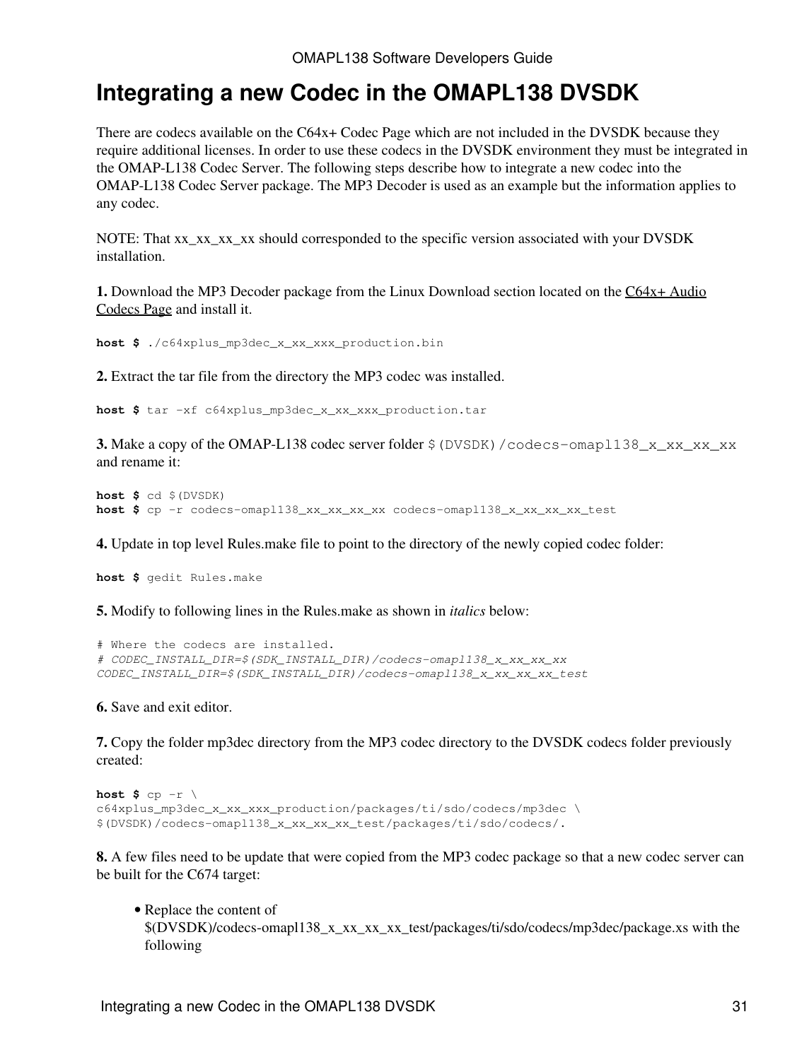# Integrating a new Codec in the OMAPL138 DVSDK

There are codecs available on the C64x+ Codec Page which are not included in the DVSDK because they require additional licenses. In order to use these codecs in the DVSDK environment they must be integrated in the OMAP-L138 Codec Server. The following steps describe how to integrate a new codec into the OMAP-L138 Codec Server package. The MP3 Decoder is used as an example but the information applies to any codec.

NOTE: That xx_xx_xx_xx should corresponded to the specific version associated with your DVSDK installation.

**1.** Download the MP3 Decoder package from the Linux Download section located on the C64x+ Audio Codecs Page and install it.

```
host $ ./c64xplus_mp3dec_x_xx_xxx_production.bin
```

**2.** Extract the tar file from the directory the MP3 codec was installed.

```
host $ tar -xf c64xplus_mp3dec_x_xx_xxx_production.tar
```

**3.** Make a copy of the OMAP-L138 codec server folder `$(DVSDK)/codecs-omapl138_x_xx_xx_xx` and rename it:

```
host $ cd $(DVSDK)
host $ cp -r codecs-omapl138_xx_xx_xx_xx codecs-omapl138_x_xx_xx_xx_test
```

**4.** Update in top level Rules.make file to point to the directory of the newly copied codec folder:

```
host $ gedit Rules.make
```

**5.** Modify to following lines in the Rules.make as shown in *italics* below:

```
# Where the codecs are installed.
# CODEC_INSTALL_DIR=$(SDK_INSTALL_DIR)/codecs-omapl138_x_xx_xx_xx
CODEC_INSTALL_DIR=$(SDK_INSTALL_DIR)/codecs-omapl138_x_xx_xx_xx_test
```

**6.** Save and exit editor.

**7.** Copy the folder mp3dec directory from the MP3 codec directory to the DVSDK codecs folder previously created:

```
host $ cp -r \
c64xplus_mp3dec_x_xx_xxx_production/packages/ti/sdo/codecs/mp3dec \
$(DVSDK)/codecs-omapl138_x_xx_xx_xx_test/packages/ti/sdo/codecs/.
```

**8.** A few files need to be update that were copied from the MP3 codec package so that a new codec server can be built for the C674 target:

- Replace the content of $(DVSDK)/codecs-omapl138_x_xx_xx_xx_test/packages/ti/sdo/codecs/mp3dec/package.xs with the following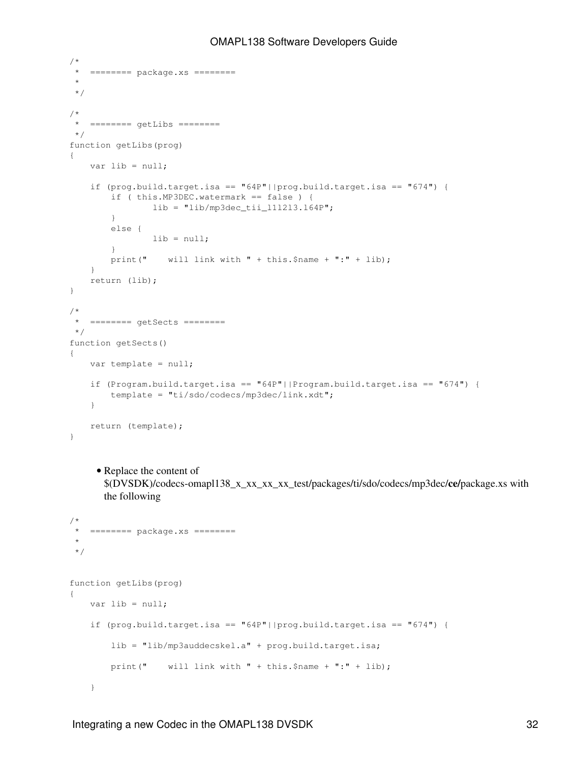```
/*
 *  ======== package.xs ========
 *
 */

/*
 *  ======== getLibs ========
 */
function getLibs(prog)
{
    var lib = null;

    if (prog.build.target.isa == "64P"||prog.build.target.isa == "674") {
        if ( this.MP3DEC.watermark == false ) {
                lib = "lib/mp3dec_tii_l1l2l3.l64P";
        }
        else {
                lib = null;
        }
        print("    will link with " + this.$name + ":" + lib);
    }
    return (lib);
}

/*
 *  ======== getSects ========
 */
function getSects()
{
    var template = null;

    if (Program.build.target.isa == "64P"||Program.build.target.isa == "674") {
        template = "ti/sdo/codecs/mp3dec/link.xdt";
    }

    return (template);
}
```

- Replace the content of $(DVSDK)/codecs-omapl138_x_xx_xx_xx_test/packages/ti/sdo/codecs/mp3dec/**ce/**package.xs with the following

```
/*
 *  ======== package.xs ========
 *
 */


function getLibs(prog)
{
    var lib = null;

    if (prog.build.target.isa == "64P"||prog.build.target.isa == "674") {

        lib = "lib/mp3auddecskel.a" + prog.build.target.isa;

        print("    will link with " + this.$name + ":" + lib);

    }
```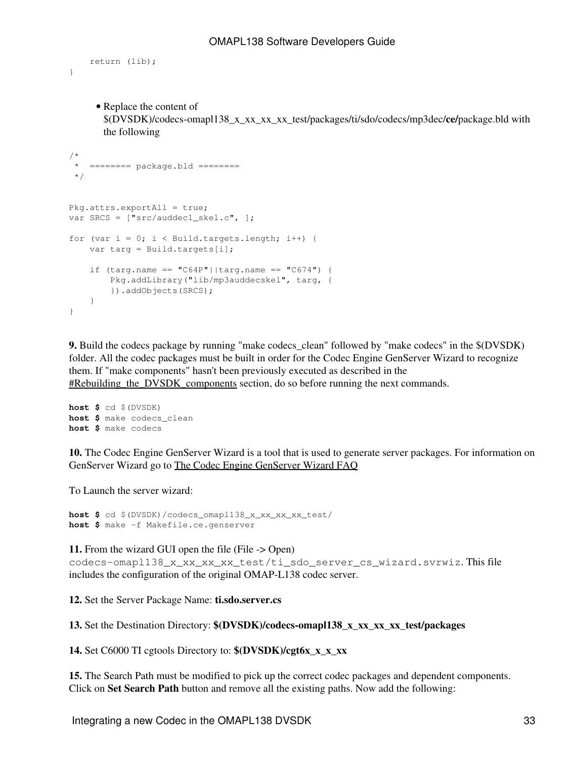```
    return (lib);
}
```

- Replace the content of $(DVSDK)/codecs-omapl138_x_xx_xx_xx_test/packages/ti/sdo/codecs/mp3dec/**ce/**package.bld with the following

```
/*
 *  ======== package.bld ========
 */


Pkg.attrs.exportAll = true;
var SRCS = ["src/auddec1_skel.c", ];

for (var i = 0; i < Build.targets.length; i++) {
    var targ = Build.targets[i];

    if (targ.name == "C64P"||targ.name == "C674") {
        Pkg.addLibrary("lib/mp3auddecskel", targ, {
        }).addObjects(SRCS);
    }
}
```

**9.** Build the codecs package by running "make codecs_clean" followed by "make codecs" in the $(DVSDK) folder. All the codec packages must be built in order for the Codec Engine GenServer Wizard to recognize them. If "make components" hasn't been previously executed as described in the #Rebuilding_the_DVSDK_components section, do so before running the next commands.

```
host $ cd $(DVSDK)
host $ make codecs_clean
host $ make codecs
```

**10.** The Codec Engine GenServer Wizard is a tool that is used to generate server packages. For information on GenServer Wizard go to The Codec Engine GenServer Wizard FAQ

To Launch the server wizard:

```
host $ cd $(DVSDK)/codecs_omapl138_x_xx_xx_xx_test/
host $ make -f Makefile.ce.genserver
```

**11.** From the wizard GUI open the file (File -> Open) `codecs-omapl138_x_xx_xx_xx_test/ti_sdo_server_cs_wizard.svrwiz`. This file includes the configuration of the original OMAP-L138 codec server.

**12.** Set the Server Package Name: **ti.sdo.server.cs**

**13.** Set the Destination Directory: **$(DVSDK)/codecs-omapl138_x_xx_xx_xx_test/packages**

**14.** Set C6000 TI cgtools Directory to: **$(DVSDK)/cgt6x_x_x_xx**

**15.** The Search Path must be modified to pick up the correct codec packages and dependent components. Click on **Set Search Path** button and remove all the existing paths. Now add the following: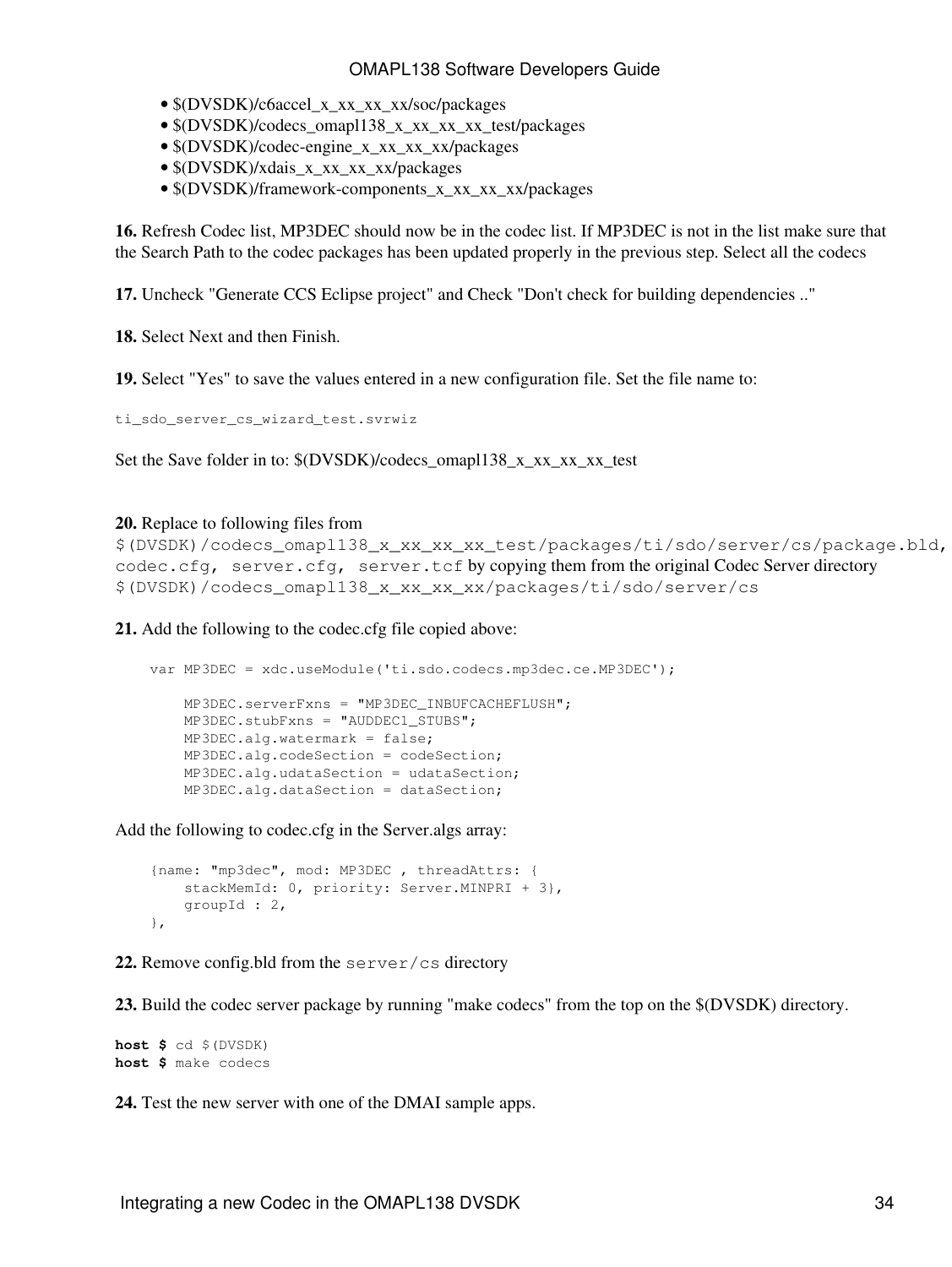- $(DVSDK)/c6accel_x_xx_xx_xx/soc/packages
- $(DVSDK)/codecs_omapl138_x_xx_xx_xx_test/packages
- $(DVSDK)/codec-engine_x_xx_xx_xx/packages
- $(DVSDK)/xdais_x_xx_xx_xx/packages
- $(DVSDK)/framework-components_x_xx_xx_xx/packages

**16.** Refresh Codec list, MP3DEC should now be in the codec list. If MP3DEC is not in the list make sure that the Search Path to the codec packages has been updated properly in the previous step. Select all the codecs

**17.** Uncheck "Generate CCS Eclipse project" and Check "Don't check for building dependencies .."

**18.** Select Next and then Finish.

**19.** Select "Yes" to save the values entered in a new configuration file. Set the file name to:

```
ti_sdo_server_cs_wizard_test.svrwiz
```

Set the Save folder in to: $(DVSDK)/codecs_omapl138_x_xx_xx_xx_test

**20.** Replace to following files from `$(DVSDK)/codecs_omapl138_x_xx_xx_xx_test/packages/ti/sdo/server/cs/package.bld, codec.cfg, server.cfg, server.tcf` by copying them from the original Codec Server directory `$(DVSDK)/codecs_omapl138_x_xx_xx_xx/packages/ti/sdo/server/cs`

**21.** Add the following to the codec.cfg file copied above:

```
var MP3DEC = xdc.useModule('ti.sdo.codecs.mp3dec.ce.MP3DEC');

    MP3DEC.serverFxns = "MP3DEC_INBUFCACHEFLUSH";
    MP3DEC.stubFxns = "AUDDEC1_STUBS";
    MP3DEC.alg.watermark = false;
    MP3DEC.alg.codeSection = codeSection;
    MP3DEC.alg.udataSection = udataSection;
    MP3DEC.alg.dataSection = dataSection;
```

Add the following to codec.cfg in the Server.algs array:

```
{name: "mp3dec", mod: MP3DEC , threadAttrs: {
    stackMemId: 0, priority: Server.MINPRI + 3},
    groupId : 2,
},
```

**22.** Remove config.bld from the `server/cs` directory

**23.** Build the codec server package by running "make codecs" from the top on the $(DVSDK) directory.

```
host $ cd $(DVSDK)
host $ make codecs
```

**24.** Test the new server with one of the DMAI sample apps.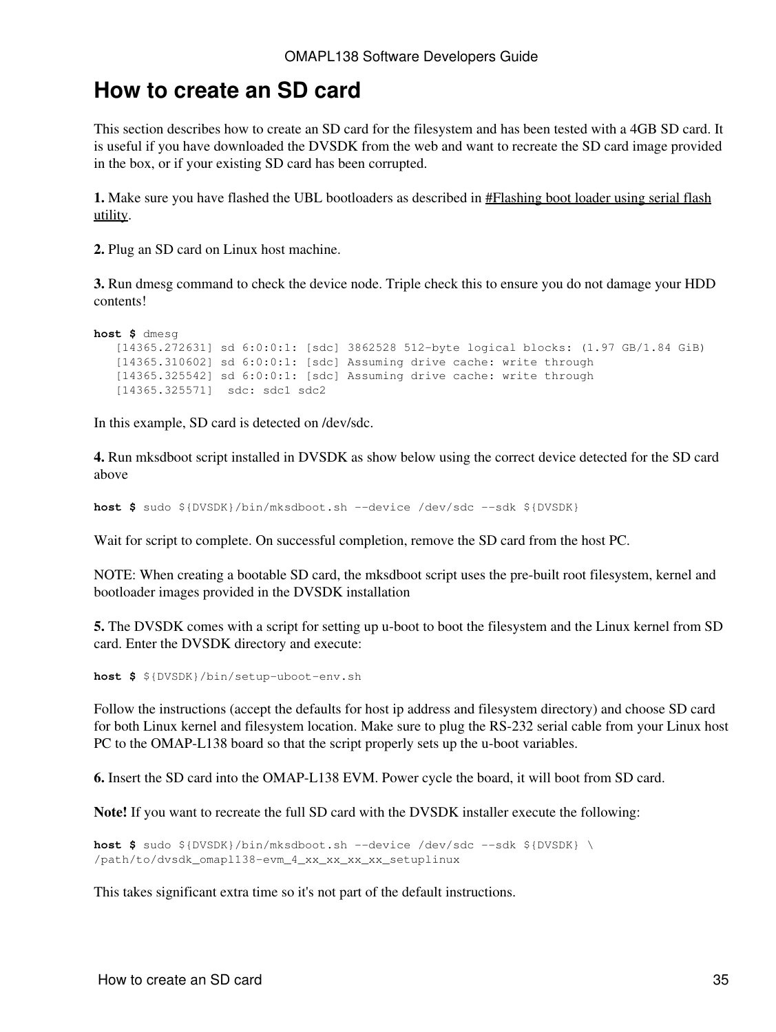# How to create an SD card

This section describes how to create an SD card for the filesystem and has been tested with a 4GB SD card. It is useful if you have downloaded the DVSDK from the web and want to recreate the SD card image provided in the box, or if your existing SD card has been corrupted.

**1.** Make sure you have flashed the UBL bootloaders as described in #Flashing boot loader using serial flash utility.

**2.** Plug an SD card on Linux host machine.

**3.** Run dmesg command to check the device node. Triple check this to ensure you do not damage your HDD contents!

```
host $ dmesg
   [14365.272631] sd 6:0:0:1: [sdc] 3862528 512-byte logical blocks: (1.97 GB/1.84 GiB)
   [14365.310602] sd 6:0:0:1: [sdc] Assuming drive cache: write through
   [14365.325542] sd 6:0:0:1: [sdc] Assuming drive cache: write through
   [14365.325571]  sdc: sdc1 sdc2
```

In this example, SD card is detected on /dev/sdc.

**4.** Run mksdboot script installed in DVSDK as show below using the correct device detected for the SD card above

```
host $ sudo ${DVSDK}/bin/mksdboot.sh --device /dev/sdc --sdk ${DVSDK}
```

Wait for script to complete. On successful completion, remove the SD card from the host PC.

NOTE: When creating a bootable SD card, the mksdboot script uses the pre-built root filesystem, kernel and bootloader images provided in the DVSDK installation

**5.** The DVSDK comes with a script for setting up u-boot to boot the filesystem and the Linux kernel from SD card. Enter the DVSDK directory and execute:

```
host $ ${DVSDK}/bin/setup-uboot-env.sh
```

Follow the instructions (accept the defaults for host ip address and filesystem directory) and choose SD card for both Linux kernel and filesystem location. Make sure to plug the RS-232 serial cable from your Linux host PC to the OMAP-L138 board so that the script properly sets up the u-boot variables.

**6.** Insert the SD card into the OMAP-L138 EVM. Power cycle the board, it will boot from SD card.

**Note!** If you want to recreate the full SD card with the DVSDK installer execute the following:

```
host $ sudo ${DVSDK}/bin/mksdboot.sh --device /dev/sdc --sdk ${DVSDK} \
/path/to/dvsdk_omapl138-evm_4_xx_xx_xx_xx_setuplinux
```

This takes significant extra time so it's not part of the default instructions.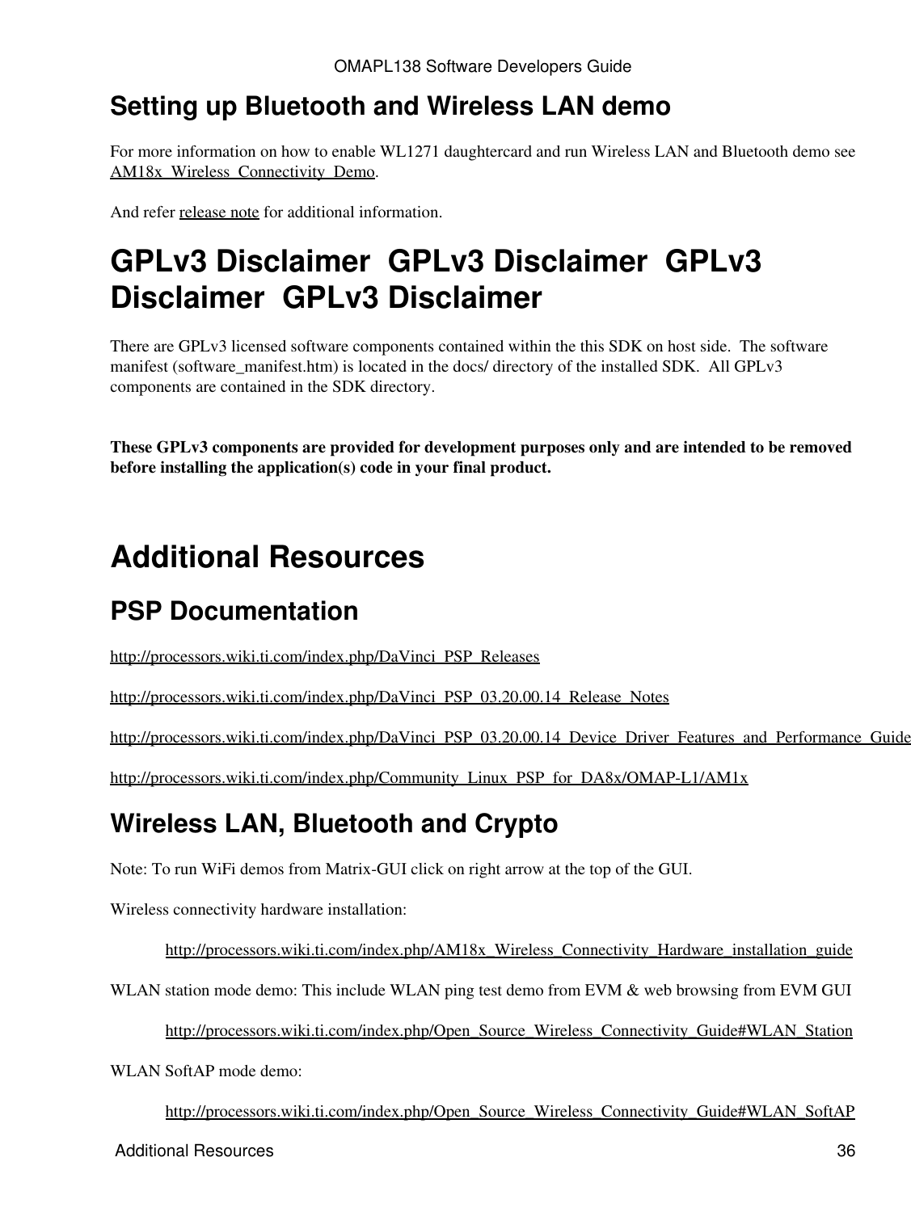## Setting up Bluetooth and Wireless LAN demo

For more information on how to enable WL1271 daughtercard and run Wireless LAN and Bluetooth demo see AM18x_Wireless_Connectivity_Demo.

And refer release note for additional information.

# GPLv3 Disclaimer  GPLv3 Disclaimer  GPLv3 Disclaimer  GPLv3 Disclaimer

There are GPLv3 licensed software components contained within the this SDK on host side.  The software manifest (software_manifest.htm) is located in the docs/ directory of the installed SDK.  All GPLv3 components are contained in the SDK directory.

**These GPLv3 components are provided for development purposes only and are intended to be removed before installing the application(s) code in your final product.**

# Additional Resources

## PSP Documentation

http://processors.wiki.ti.com/index.php/DaVinci_PSP_Releases

http://processors.wiki.ti.com/index.php/DaVinci_PSP_03.20.00.14_Release_Notes

http://processors.wiki.ti.com/index.php/DaVinci_PSP_03.20.00.14_Device_Driver_Features_and_Performance_Guide

http://processors.wiki.ti.com/index.php/Community_Linux_PSP_for_DA8x/OMAP-L1/AM1x

## Wireless LAN, Bluetooth and Crypto

Note: To run WiFi demos from Matrix-GUI click on right arrow at the top of the GUI.

Wireless connectivity hardware installation:

> http://processors.wiki.ti.com/index.php/AM18x_Wireless_Connectivity_Hardware_installation_guide

WLAN station mode demo: This include WLAN ping test demo from EVM & web browsing from EVM GUI

> http://processors.wiki.ti.com/index.php/Open_Source_Wireless_Connectivity_Guide#WLAN_Station

WLAN SoftAP mode demo:

> http://processors.wiki.ti.com/index.php/Open_Source_Wireless_Connectivity_Guide#WLAN_SoftAP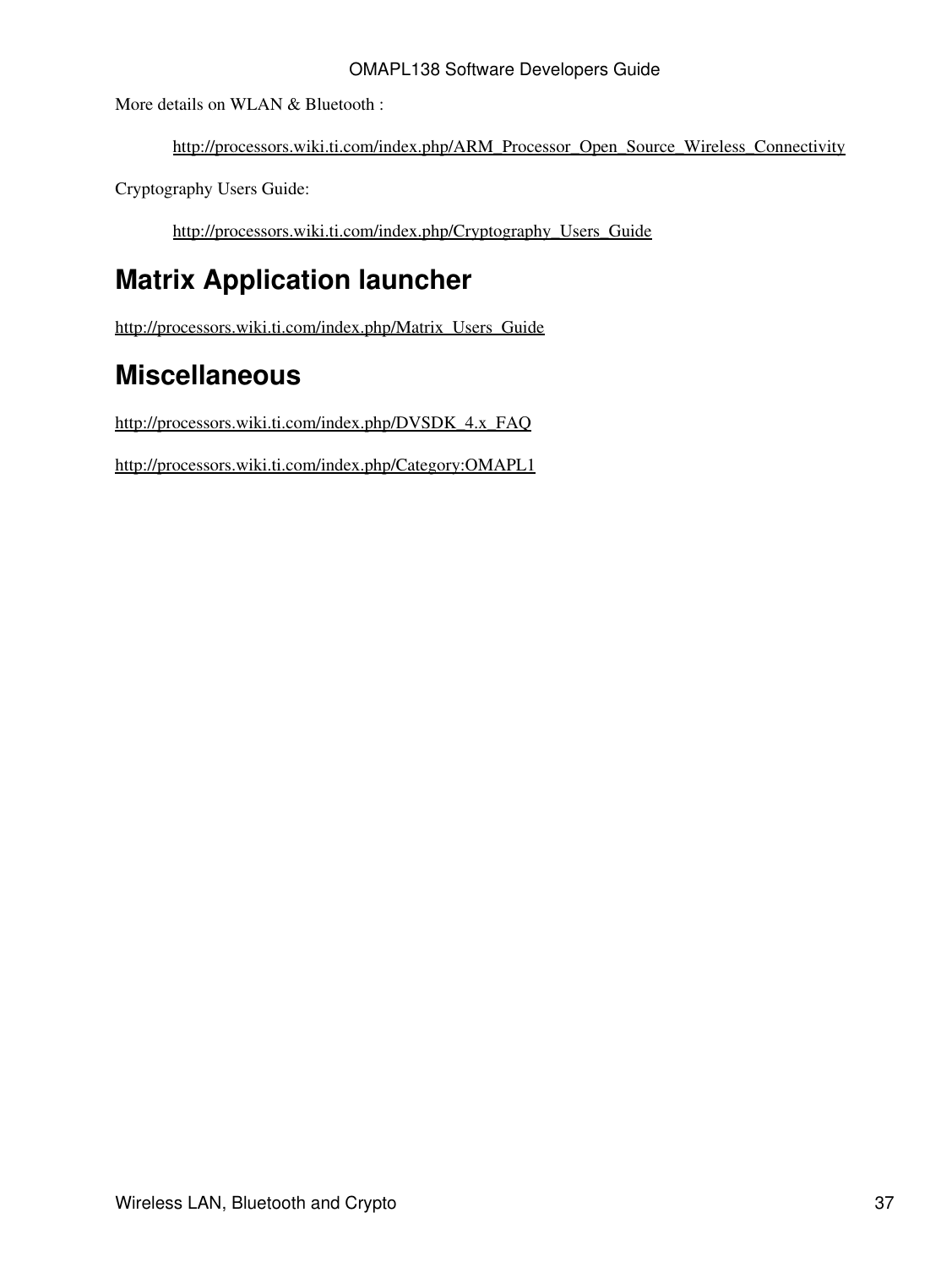More details on WLAN & Bluetooth :

http://processors.wiki.ti.com/index.php/ARM_Processor_Open_Source_Wireless_Connectivity

Cryptography Users Guide:

http://processors.wiki.ti.com/index.php/Cryptography_Users_Guide

# Matrix Application launcher

http://processors.wiki.ti.com/index.php/Matrix_Users_Guide

# Miscellaneous

http://processors.wiki.ti.com/index.php/DVSDK_4.x_FAQ

http://processors.wiki.ti.com/index.php/Category:OMAPL1